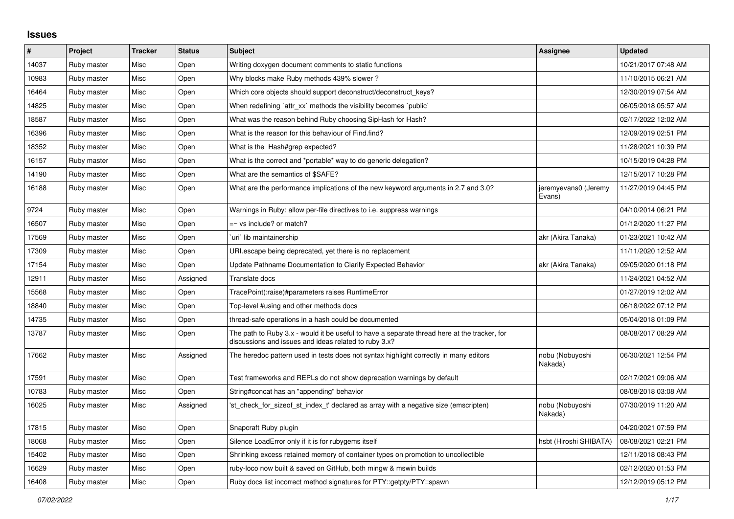# Issues

| # | Project | Tracker | Status | Subject | Assignee | Updated |
|---|---|---|---|---|---|---|
| 14037 | Ruby master | Misc | Open | Writing doxygen document comments to static functions | | 10/21/2017 07:48 AM |
| 10983 | Ruby master | Misc | Open | Why blocks make Ruby methods 439% slower ? | | 11/10/2015 06:21 AM |
| 16464 | Ruby master | Misc | Open | Which core objects should support deconstruct/deconstruct_keys? | | 12/30/2019 07:54 AM |
| 14825 | Ruby master | Misc | Open | When redefining `attr_xx` methods the visibility becomes `public` | | 06/05/2018 05:57 AM |
| 18587 | Ruby master | Misc | Open | What was the reason behind Ruby choosing SipHash for Hash? | | 02/17/2022 12:02 AM |
| 16396 | Ruby master | Misc | Open | What is the reason for this behaviour of Find.find? | | 12/09/2019 02:51 PM |
| 18352 | Ruby master | Misc | Open | What is the Hash#grep expected? | | 11/28/2021 10:39 PM |
| 16157 | Ruby master | Misc | Open | What is the correct and *portable* way to do generic delegation? | | 10/15/2019 04:28 PM |
| 14190 | Ruby master | Misc | Open | What are the semantics of $SAFE? | | 12/15/2017 10:28 PM |
| 16188 | Ruby master | Misc | Open | What are the performance implications of the new keyword arguments in 2.7 and 3.0? | jeremyevans0 (Jeremy Evans) | 11/27/2019 04:45 PM |
| 9724 | Ruby master | Misc | Open | Warnings in Ruby: allow per-file directives to i.e. suppress warnings | | 04/10/2014 06:21 PM |
| 16507 | Ruby master | Misc | Open | =~ vs include? or match? | | 01/12/2020 11:27 PM |
| 17569 | Ruby master | Misc | Open | `uri` lib maintainership | akr (Akira Tanaka) | 01/23/2021 10:42 AM |
| 17309 | Ruby master | Misc | Open | URI.escape being deprecated, yet there is no replacement | | 11/11/2020 12:52 AM |
| 17154 | Ruby master | Misc | Open | Update Pathname Documentation to Clarify Expected Behavior | akr (Akira Tanaka) | 09/05/2020 01:18 PM |
| 12911 | Ruby master | Misc | Assigned | Translate docs | | 11/24/2021 04:52 AM |
| 15568 | Ruby master | Misc | Open | TracePoint(:raise)#parameters raises RuntimeError | | 01/27/2019 12:02 AM |
| 18840 | Ruby master | Misc | Open | Top-level #using and other methods docs | | 06/18/2022 07:12 PM |
| 14735 | Ruby master | Misc | Open | thread-safe operations in a hash could be documented | | 05/04/2018 01:09 PM |
| 13787 | Ruby master | Misc | Open | The path to Ruby 3.x - would it be useful to have a separate thread here at the tracker, for discussions and issues and ideas related to ruby 3.x? | | 08/08/2017 08:29 AM |
| 17662 | Ruby master | Misc | Assigned | The heredoc pattern used in tests does not syntax highlight correctly in many editors | nobu (Nobuyoshi Nakada) | 06/30/2021 12:54 PM |
| 17591 | Ruby master | Misc | Open | Test frameworks and REPLs do not show deprecation warnings by default | | 02/17/2021 09:06 AM |
| 10783 | Ruby master | Misc | Open | String#concat has an "appending" behavior | | 08/08/2018 03:08 AM |
| 16025 | Ruby master | Misc | Assigned | 'st_check_for_sizeof_st_index_t' declared as array with a negative size (emscripten) | nobu (Nobuyoshi Nakada) | 07/30/2019 11:20 AM |
| 17815 | Ruby master | Misc | Open | Snapcraft Ruby plugin | | 04/20/2021 07:59 PM |
| 18068 | Ruby master | Misc | Open | Silence LoadError only if it is for rubygems itself | hsbt (Hiroshi SHIBATA) | 08/08/2021 02:21 PM |
| 15402 | Ruby master | Misc | Open | Shrinking excess retained memory of container types on promotion to uncollectible | | 12/11/2018 08:43 PM |
| 16629 | Ruby master | Misc | Open | ruby-loco now built & saved on GitHub, both mingw & mswin builds | | 02/12/2020 01:53 PM |
| 16408 | Ruby master | Misc | Open | Ruby docs list incorrect method signatures for PTY::getpty/PTY::spawn | | 12/12/2019 05:12 PM |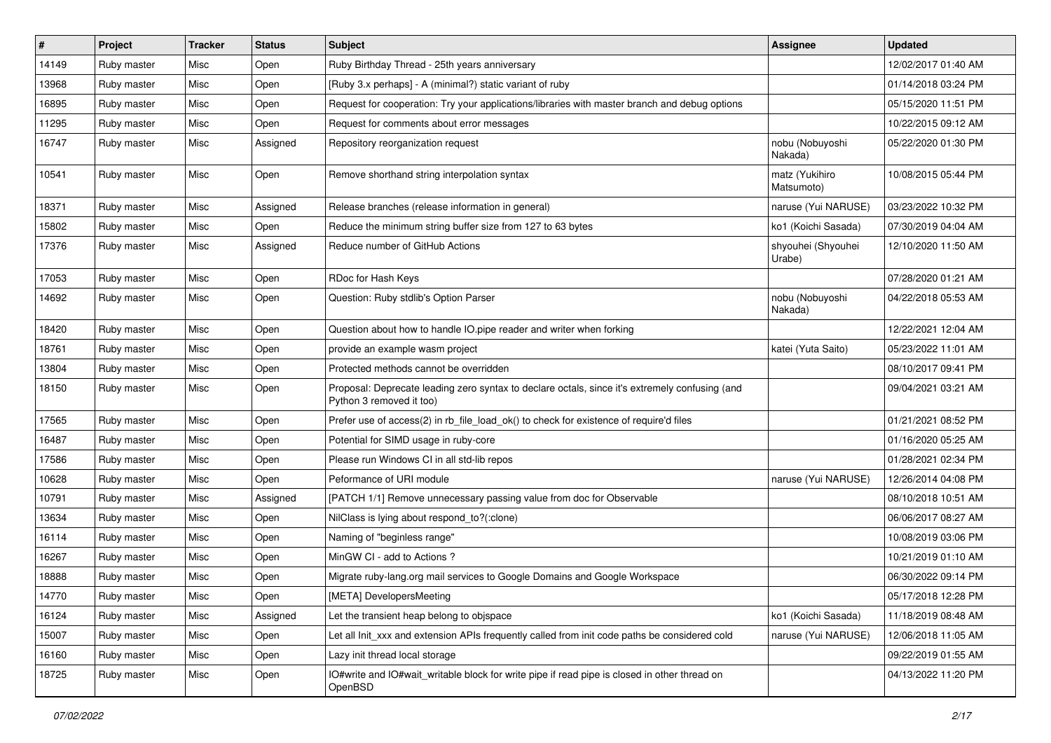| # | Project | Tracker | Status | Subject | Assignee | Updated |
|---|---|---|---|---|---|---|
| 14149 | Ruby master | Misc | Open | Ruby Birthday Thread - 25th years anniversary | | 12/02/2017 01:40 AM |
| 13968 | Ruby master | Misc | Open | [Ruby 3.x perhaps] - A (minimal?) static variant of ruby | | 01/14/2018 03:24 PM |
| 16895 | Ruby master | Misc | Open | Request for cooperation: Try your applications/libraries with master branch and debug options | | 05/15/2020 11:51 PM |
| 11295 | Ruby master | Misc | Open | Request for comments about error messages | | 10/22/2015 09:12 AM |
| 16747 | Ruby master | Misc | Assigned | Repository reorganization request | nobu (Nobuyoshi Nakada) | 05/22/2020 01:30 PM |
| 10541 | Ruby master | Misc | Open | Remove shorthand string interpolation syntax | matz (Yukihiro Matsumoto) | 10/08/2015 05:44 PM |
| 18371 | Ruby master | Misc | Assigned | Release branches (release information in general) | naruse (Yui NARUSE) | 03/23/2022 10:32 PM |
| 15802 | Ruby master | Misc | Open | Reduce the minimum string buffer size from 127 to 63 bytes | ko1 (Koichi Sasada) | 07/30/2019 04:04 AM |
| 17376 | Ruby master | Misc | Assigned | Reduce number of GitHub Actions | shyouhei (Shyouhei Urabe) | 12/10/2020 11:50 AM |
| 17053 | Ruby master | Misc | Open | RDoc for Hash Keys | | 07/28/2020 01:21 AM |
| 14692 | Ruby master | Misc | Open | Question: Ruby stdlib's Option Parser | nobu (Nobuyoshi Nakada) | 04/22/2018 05:53 AM |
| 18420 | Ruby master | Misc | Open | Question about how to handle IO.pipe reader and writer when forking | | 12/22/2021 12:04 AM |
| 18761 | Ruby master | Misc | Open | provide an example wasm project | katei (Yuta Saito) | 05/23/2022 11:01 AM |
| 13804 | Ruby master | Misc | Open | Protected methods cannot be overridden | | 08/10/2017 09:41 PM |
| 18150 | Ruby master | Misc | Open | Proposal: Deprecate leading zero syntax to declare octals, since it's extremely confusing (and Python 3 removed it too) | | 09/04/2021 03:21 AM |
| 17565 | Ruby master | Misc | Open | Prefer use of access(2) in rb_file_load_ok() to check for existence of require'd files | | 01/21/2021 08:52 PM |
| 16487 | Ruby master | Misc | Open | Potential for SIMD usage in ruby-core | | 01/16/2020 05:25 AM |
| 17586 | Ruby master | Misc | Open | Please run Windows CI in all std-lib repos | | 01/28/2021 02:34 PM |
| 10628 | Ruby master | Misc | Open | Peformance of URI module | naruse (Yui NARUSE) | 12/26/2014 04:08 PM |
| 10791 | Ruby master | Misc | Assigned | [PATCH 1/1] Remove unnecessary passing value from doc for Observable | | 08/10/2018 10:51 AM |
| 13634 | Ruby master | Misc | Open | NilClass is lying about respond_to?(:clone) | | 06/06/2017 08:27 AM |
| 16114 | Ruby master | Misc | Open | Naming of "beginless range" | | 10/08/2019 03:06 PM |
| 16267 | Ruby master | Misc | Open | MinGW CI - add to Actions ? | | 10/21/2019 01:10 AM |
| 18888 | Ruby master | Misc | Open | Migrate ruby-lang.org mail services to Google Domains and Google Workspace | | 06/30/2022 09:14 PM |
| 14770 | Ruby master | Misc | Open | [META] DevelopersMeeting | | 05/17/2018 12:28 PM |
| 16124 | Ruby master | Misc | Assigned | Let the transient heap belong to objspace | ko1 (Koichi Sasada) | 11/18/2019 08:48 AM |
| 15007 | Ruby master | Misc | Open | Let all Init_xxx and extension APIs frequently called from init code paths be considered cold | naruse (Yui NARUSE) | 12/06/2018 11:05 AM |
| 16160 | Ruby master | Misc | Open | Lazy init thread local storage | | 09/22/2019 01:55 AM |
| 18725 | Ruby master | Misc | Open | IO#write and IO#wait_writable block for write pipe if read pipe is closed in other thread on OpenBSD | | 04/13/2022 11:20 PM |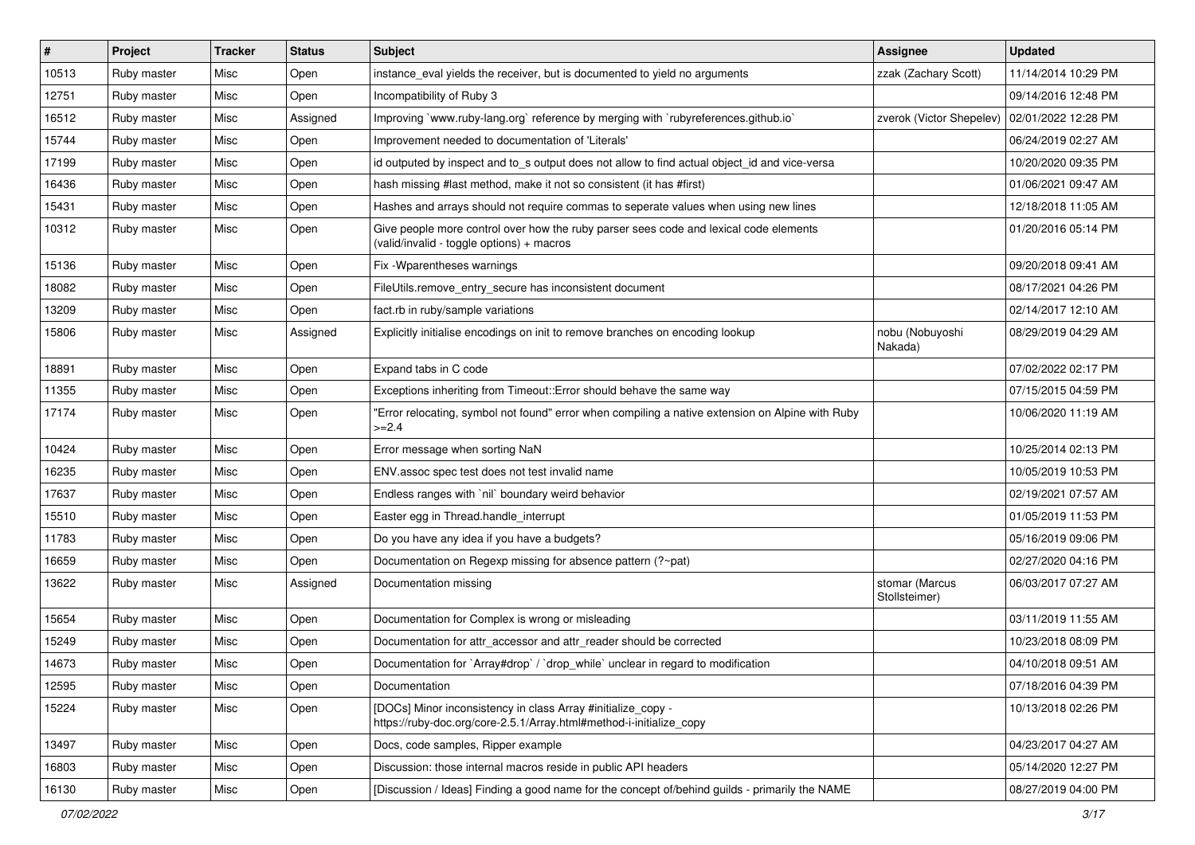| # | Project | Tracker | Status | Subject | Assignee | Updated |
|---|---|---|---|---|---|---|
| 10513 | Ruby master | Misc | Open | instance_eval yields the receiver, but is documented to yield no arguments | zzak (Zachary Scott) | 11/14/2014 10:29 PM |
| 12751 | Ruby master | Misc | Open | Incompatibility of Ruby 3 | | 09/14/2016 12:48 PM |
| 16512 | Ruby master | Misc | Assigned | Improving `www.ruby-lang.org` reference by merging with `rubyreferences.github.io` | zverok (Victor Shepelev) | 02/01/2022 12:28 PM |
| 15744 | Ruby master | Misc | Open | Improvement needed to documentation of 'Literals' | | 06/24/2019 02:27 AM |
| 17199 | Ruby master | Misc | Open | id outputed by inspect and to_s output does not allow to find actual object_id and vice-versa | | 10/20/2020 09:35 PM |
| 16436 | Ruby master | Misc | Open | hash missing #last method, make it not so consistent (it has #first) | | 01/06/2021 09:47 AM |
| 15431 | Ruby master | Misc | Open | Hashes and arrays should not require commas to seperate values when using new lines | | 12/18/2018 11:05 AM |
| 10312 | Ruby master | Misc | Open | Give people more control over how the ruby parser sees code and lexical code elements (valid/invalid - toggle options) + macros | | 01/20/2016 05:14 PM |
| 15136 | Ruby master | Misc | Open | Fix -Wparentheses warnings | | 09/20/2018 09:41 AM |
| 18082 | Ruby master | Misc | Open | FileUtils.remove_entry_secure has inconsistent document | | 08/17/2021 04:26 PM |
| 13209 | Ruby master | Misc | Open | fact.rb in ruby/sample variations | | 02/14/2017 12:10 AM |
| 15806 | Ruby master | Misc | Assigned | Explicitly initialise encodings on init to remove branches on encoding lookup | nobu (Nobuyoshi Nakada) | 08/29/2019 04:29 AM |
| 18891 | Ruby master | Misc | Open | Expand tabs in C code | | 07/02/2022 02:17 PM |
| 11355 | Ruby master | Misc | Open | Exceptions inheriting from Timeout::Error should behave the same way | | 07/15/2015 04:59 PM |
| 17174 | Ruby master | Misc | Open | "Error relocating, symbol not found" error when compiling a native extension on Alpine with Ruby >=2.4 | | 10/06/2020 11:19 AM |
| 10424 | Ruby master | Misc | Open | Error message when sorting NaN | | 10/25/2014 02:13 PM |
| 16235 | Ruby master | Misc | Open | ENV.assoc spec test does not test invalid name | | 10/05/2019 10:53 PM |
| 17637 | Ruby master | Misc | Open | Endless ranges with `nil` boundary weird behavior | | 02/19/2021 07:57 AM |
| 15510 | Ruby master | Misc | Open | Easter egg in Thread.handle_interrupt | | 01/05/2019 11:53 PM |
| 11783 | Ruby master | Misc | Open | Do you have any idea if you have a budgets? | | 05/16/2019 09:06 PM |
| 16659 | Ruby master | Misc | Open | Documentation on Regexp missing for absence pattern (?~pat) | | 02/27/2020 04:16 PM |
| 13622 | Ruby master | Misc | Assigned | Documentation missing | stomar (Marcus Stollsteimer) | 06/03/2017 07:27 AM |
| 15654 | Ruby master | Misc | Open | Documentation for Complex is wrong or misleading | | 03/11/2019 11:55 AM |
| 15249 | Ruby master | Misc | Open | Documentation for attr_accessor and attr_reader should be corrected | | 10/23/2018 08:09 PM |
| 14673 | Ruby master | Misc | Open | Documentation for `Array#drop` / `drop_while` unclear in regard to modification | | 04/10/2018 09:51 AM |
| 12595 | Ruby master | Misc | Open | Documentation | | 07/18/2016 04:39 PM |
| 15224 | Ruby master | Misc | Open | [DOCs] Minor inconsistency in class Array #initialize_copy - https://ruby-doc.org/core-2.5.1/Array.html#method-i-initialize_copy | | 10/13/2018 02:26 PM |
| 13497 | Ruby master | Misc | Open | Docs, code samples, Ripper example | | 04/23/2017 04:27 AM |
| 16803 | Ruby master | Misc | Open | Discussion: those internal macros reside in public API headers | | 05/14/2020 12:27 PM |
| 16130 | Ruby master | Misc | Open | [Discussion / Ideas] Finding a good name for the concept of/behind guilds - primarily the NAME | | 08/27/2019 04:00 PM |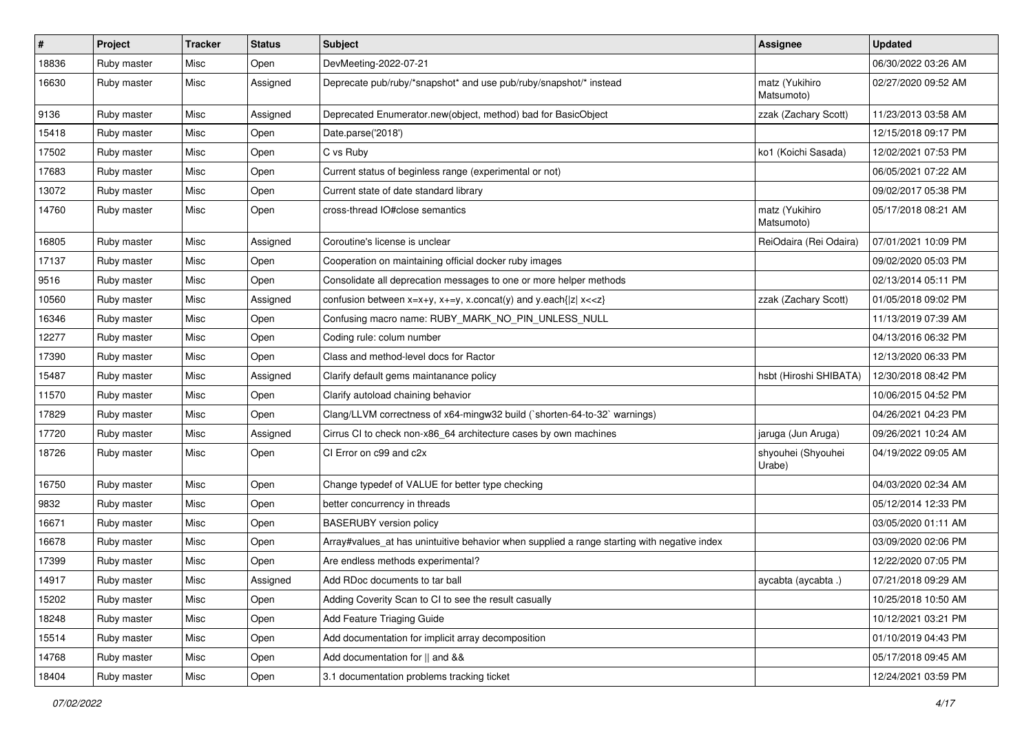| # | Project | Tracker | Status | Subject | Assignee | Updated |
|---|---|---|---|---|---|---|
| 18836 | Ruby master | Misc | Open | DevMeeting-2022-07-21 | | 06/30/2022 03:26 AM |
| 16630 | Ruby master | Misc | Assigned | Deprecate pub/ruby/*snapshot* and use pub/ruby/snapshot/* instead | matz (Yukihiro Matsumoto) | 02/27/2020 09:52 AM |
| 9136 | Ruby master | Misc | Assigned | Deprecated Enumerator.new(object, method) bad for BasicObject | zzak (Zachary Scott) | 11/23/2013 03:58 AM |
| 15418 | Ruby master | Misc | Open | Date.parse('2018') | | 12/15/2018 09:17 PM |
| 17502 | Ruby master | Misc | Open | C vs Ruby | ko1 (Koichi Sasada) | 12/02/2021 07:53 PM |
| 17683 | Ruby master | Misc | Open | Current status of beginless range (experimental or not) | | 06/05/2021 07:22 AM |
| 13072 | Ruby master | Misc | Open | Current state of date standard library | | 09/02/2017 05:38 PM |
| 14760 | Ruby master | Misc | Open | cross-thread IO#close semantics | matz (Yukihiro Matsumoto) | 05/17/2018 08:21 AM |
| 16805 | Ruby master | Misc | Assigned | Coroutine's license is unclear | ReiOdaira (Rei Odaira) | 07/01/2021 10:09 PM |
| 17137 | Ruby master | Misc | Open | Cooperation on maintaining official docker ruby images | | 09/02/2020 05:03 PM |
| 9516 | Ruby master | Misc | Open | Consolidate all deprecation messages to one or more helper methods | | 02/13/2014 05:11 PM |
| 10560 | Ruby master | Misc | Assigned | confusion between x=x+y, x+=y, x.concat(y) and y.each{\|z\| x<<z} | zzak (Zachary Scott) | 01/05/2018 09:02 PM |
| 16346 | Ruby master | Misc | Open | Confusing macro name: RUBY_MARK_NO_PIN_UNLESS_NULL | | 11/13/2019 07:39 AM |
| 12277 | Ruby master | Misc | Open | Coding rule: colum number | | 04/13/2016 06:32 PM |
| 17390 | Ruby master | Misc | Open | Class and method-level docs for Ractor | | 12/13/2020 06:33 PM |
| 15487 | Ruby master | Misc | Assigned | Clarify default gems maintanance policy | hsbt (Hiroshi SHIBATA) | 12/30/2018 08:42 PM |
| 11570 | Ruby master | Misc | Open | Clarify autoload chaining behavior | | 10/06/2015 04:52 PM |
| 17829 | Ruby master | Misc | Open | Clang/LLVM correctness of x64-mingw32 build (`shorten-64-to-32` warnings) | | 04/26/2021 04:23 PM |
| 17720 | Ruby master | Misc | Assigned | Cirrus CI to check non-x86_64 architecture cases by own machines | jaruga (Jun Aruga) | 09/26/2021 10:24 AM |
| 18726 | Ruby master | Misc | Open | CI Error on c99 and c2x | shyouhei (Shyouhei Urabe) | 04/19/2022 09:05 AM |
| 16750 | Ruby master | Misc | Open | Change typedef of VALUE for better type checking | | 04/03/2020 02:34 AM |
| 9832 | Ruby master | Misc | Open | better concurrency in threads | | 05/12/2014 12:33 PM |
| 16671 | Ruby master | Misc | Open | BASERUBY version policy | | 03/05/2020 01:11 AM |
| 16678 | Ruby master | Misc | Open | Array#values_at has unintuitive behavior when supplied a range starting with negative index | | 03/09/2020 02:06 PM |
| 17399 | Ruby master | Misc | Open | Are endless methods experimental? | | 12/22/2020 07:05 PM |
| 14917 | Ruby master | Misc | Assigned | Add RDoc documents to tar ball | aycabta (aycabta .) | 07/21/2018 09:29 AM |
| 15202 | Ruby master | Misc | Open | Adding Coverity Scan to CI to see the result casually | | 10/25/2018 10:50 AM |
| 18248 | Ruby master | Misc | Open | Add Feature Triaging Guide | | 10/12/2021 03:21 PM |
| 15514 | Ruby master | Misc | Open | Add documentation for implicit array decomposition | | 01/10/2019 04:43 PM |
| 14768 | Ruby master | Misc | Open | Add documentation for \|\| and && | | 05/17/2018 09:45 AM |
| 18404 | Ruby master | Misc | Open | 3.1 documentation problems tracking ticket | | 12/24/2021 03:59 PM |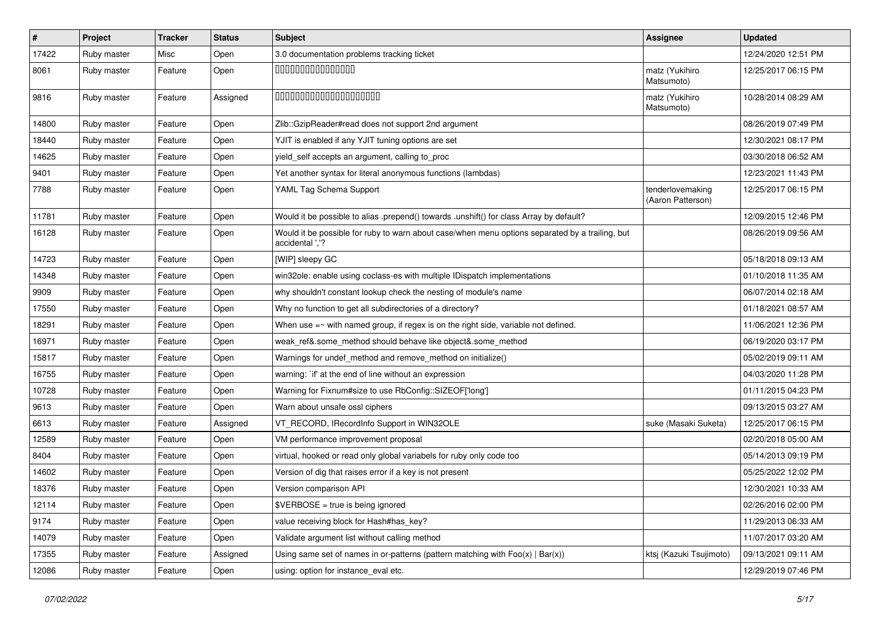| # | Project | Tracker | Status | Subject | Assignee | Updated |
|---|---|---|---|---|---|---|
| 17422 | Ruby master | Misc | Open | 3.0 documentation problems tracking ticket | | 12/24/2020 12:51 PM |
| 8061 | Ruby master | Feature | Open | 0000000000000000 | matz (Yukihiro Matsumoto) | 12/25/2017 06:15 PM |
| 9816 | Ruby master | Feature | Assigned | 0000000000000000000000 | matz (Yukihiro Matsumoto) | 10/28/2014 08:29 AM |
| 14800 | Ruby master | Feature | Open | Zlib::GzipReader#read does not support 2nd argument | | 08/26/2019 07:49 PM |
| 18440 | Ruby master | Feature | Open | YJIT is enabled if any YJIT tuning options are set | | 12/30/2021 08:17 PM |
| 14625 | Ruby master | Feature | Open | yield_self accepts an argument, calling to_proc | | 03/30/2018 06:52 AM |
| 9401 | Ruby master | Feature | Open | Yet another syntax for literal anonymous functions (lambdas) | | 12/23/2021 11:43 PM |
| 7788 | Ruby master | Feature | Open | YAML Tag Schema Support | tenderlovemaking (Aaron Patterson) | 12/25/2017 06:15 PM |
| 11781 | Ruby master | Feature | Open | Would it be possible to alias .prepend() towards .unshift() for class Array by default? | | 12/09/2015 12:46 PM |
| 16128 | Ruby master | Feature | Open | Would it be possible for ruby to warn about case/when menu options separated by a trailing, but accidental ','? | | 08/26/2019 09:56 AM |
| 14723 | Ruby master | Feature | Open | [WIP] sleepy GC | | 05/18/2018 09:13 AM |
| 14348 | Ruby master | Feature | Open | win32ole: enable using coclass-es with multiple IDispatch implementations | | 01/10/2018 11:35 AM |
| 9909 | Ruby master | Feature | Open | why shouldn't constant lookup check the nesting of module's name | | 06/07/2014 02:18 AM |
| 17550 | Ruby master | Feature | Open | Why no function to get all subdirectories of a directory? | | 01/18/2021 08:57 AM |
| 18291 | Ruby master | Feature | Open | When use =~ with named group, if regex is on the right side, variable not defined. | | 11/06/2021 12:36 PM |
| 16971 | Ruby master | Feature | Open | weak_ref&.some_method should behave like object&.some_method | | 06/19/2020 03:17 PM |
| 15817 | Ruby master | Feature | Open | Warnings for undef_method and remove_method on initialize() | | 05/02/2019 09:11 AM |
| 16755 | Ruby master | Feature | Open | warning: `if' at the end of line without an expression | | 04/03/2020 11:28 PM |
| 10728 | Ruby master | Feature | Open | Warning for Fixnum#size to use RbConfig::SIZEOF['long'] | | 01/11/2015 04:23 PM |
| 9613 | Ruby master | Feature | Open | Warn about unsafe ossl ciphers | | 09/13/2015 03:27 AM |
| 6613 | Ruby master | Feature | Assigned | VT_RECORD, IRecordInfo Support in WIN32OLE | suke (Masaki Suketa) | 12/25/2017 06:15 PM |
| 12589 | Ruby master | Feature | Open | VM performance improvement proposal | | 02/20/2018 05:00 AM |
| 8404 | Ruby master | Feature | Open | virtual, hooked or read only global variabels for ruby only code too | | 05/14/2013 09:19 PM |
| 14602 | Ruby master | Feature | Open | Version of dig that raises error if a key is not present | | 05/25/2022 12:02 PM |
| 18376 | Ruby master | Feature | Open | Version comparison API | | 12/30/2021 10:33 AM |
| 12114 | Ruby master | Feature | Open | $VERBOSE = true is being ignored | | 02/26/2016 02:00 PM |
| 9174 | Ruby master | Feature | Open | value receiving block for Hash#has_key? | | 11/29/2013 06:33 AM |
| 14079 | Ruby master | Feature | Open | Validate argument list without calling method | | 11/07/2017 03:20 AM |
| 17355 | Ruby master | Feature | Assigned | Using same set of names in or-patterns (pattern matching with Foo(x) \| Bar(x)) | ktsj (Kazuki Tsujimoto) | 09/13/2021 09:11 AM |
| 12086 | Ruby master | Feature | Open | using: option for instance_eval etc. | | 12/29/2019 07:46 PM |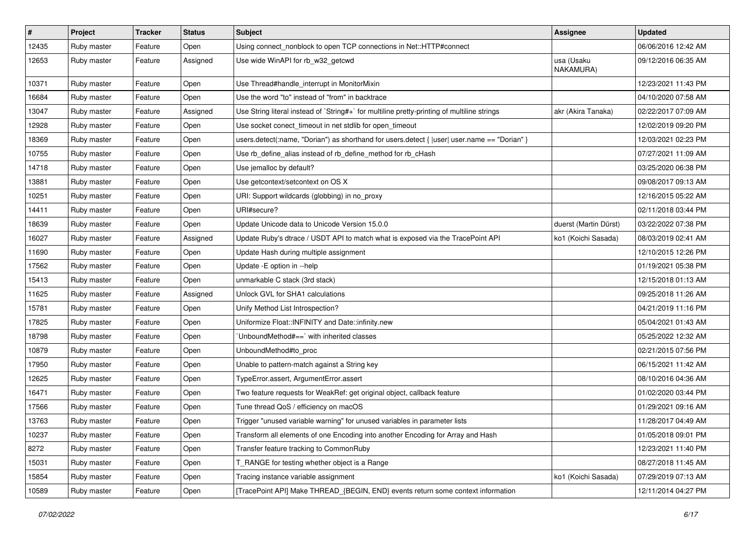| # | Project | Tracker | Status | Subject | Assignee | Updated |
|---|---|---|---|---|---|---|
| 12435 | Ruby master | Feature | Open | Using connect_nonblock to open TCP connections in Net::HTTP#connect | | 06/06/2016 12:42 AM |
| 12653 | Ruby master | Feature | Assigned | Use wide WinAPI for rb_w32_getcwd | usa (Usaku NAKAMURA) | 09/12/2016 06:35 AM |
| 10371 | Ruby master | Feature | Open | Use Thread#handle_interrupt in MonitorMixin | | 12/23/2021 11:43 PM |
| 16684 | Ruby master | Feature | Open | Use the word "to" instead of "from" in backtrace | | 04/10/2020 07:58 AM |
| 13047 | Ruby master | Feature | Assigned | Use String literal instead of `String#+` for multiline pretty-printing of multiline strings | akr (Akira Tanaka) | 02/22/2017 07:09 AM |
| 12928 | Ruby master | Feature | Open | Use socket conect_timeout in net stdlib for open_timeout | | 12/02/2019 09:20 PM |
| 18369 | Ruby master | Feature | Open | users.detect(:name, "Dorian") as shorthand for users.detect { \|user\| user.name == "Dorian" } | | 12/03/2021 02:23 PM |
| 10755 | Ruby master | Feature | Open | Use rb_define_alias instead of rb_define_method for rb_cHash | | 07/27/2021 11:09 AM |
| 14718 | Ruby master | Feature | Open | Use jemalloc by default? | | 03/25/2020 06:38 PM |
| 13881 | Ruby master | Feature | Open | Use getcontext/setcontext on OS X | | 09/08/2017 09:13 AM |
| 10251 | Ruby master | Feature | Open | URI: Support wildcards (globbing) in no_proxy | | 12/16/2015 05:22 AM |
| 14411 | Ruby master | Feature | Open | URI#secure? | | 02/11/2018 03:44 PM |
| 18639 | Ruby master | Feature | Open | Update Unicode data to Unicode Version 15.0.0 | duerst (Martin Dürst) | 03/22/2022 07:38 PM |
| 16027 | Ruby master | Feature | Assigned | Update Ruby's dtrace / USDT API to match what is exposed via the TracePoint API | ko1 (Koichi Sasada) | 08/03/2019 02:41 AM |
| 11690 | Ruby master | Feature | Open | Update Hash during multiple assignment | | 12/10/2015 12:26 PM |
| 17562 | Ruby master | Feature | Open | Update -E option in --help | | 01/19/2021 05:38 PM |
| 15413 | Ruby master | Feature | Open | unmarkable C stack (3rd stack) | | 12/15/2018 01:13 AM |
| 11625 | Ruby master | Feature | Assigned | Unlock GVL for SHA1 calculations | | 09/25/2018 11:26 AM |
| 15781 | Ruby master | Feature | Open | Unify Method List Introspection? | | 04/21/2019 11:16 PM |
| 17825 | Ruby master | Feature | Open | Uniformize Float::INFINITY and Date::infinity.new | | 05/04/2021 01:43 AM |
| 18798 | Ruby master | Feature | Open | `UnboundMethod#==` with inherited classes | | 05/25/2022 12:32 AM |
| 10879 | Ruby master | Feature | Open | UnboundMethod#to_proc | | 02/21/2015 07:56 PM |
| 17950 | Ruby master | Feature | Open | Unable to pattern-match against a String key | | 06/15/2021 11:42 AM |
| 12625 | Ruby master | Feature | Open | TypeError.assert, ArgumentError.assert | | 08/10/2016 04:36 AM |
| 16471 | Ruby master | Feature | Open | Two feature requests for WeakRef: get original object, callback feature | | 01/02/2020 03:44 PM |
| 17566 | Ruby master | Feature | Open | Tune thread QoS / efficiency on macOS | | 01/29/2021 09:16 AM |
| 13763 | Ruby master | Feature | Open | Trigger "unused variable warning" for unused variables in parameter lists | | 11/28/2017 04:49 AM |
| 10237 | Ruby master | Feature | Open | Transform all elements of one Encoding into another Encoding for Array and Hash | | 01/05/2018 09:01 PM |
| 8272 | Ruby master | Feature | Open | Transfer feature tracking to CommonRuby | | 12/23/2021 11:40 PM |
| 15031 | Ruby master | Feature | Open | T_RANGE for testing whether object is a Range | | 08/27/2018 11:45 AM |
| 15854 | Ruby master | Feature | Open | Tracing instance variable assignment | ko1 (Koichi Sasada) | 07/29/2019 07:13 AM |
| 10589 | Ruby master | Feature | Open | [TracePoint API] Make THREAD_{BEGIN, END} events return some context information | | 12/11/2014 04:27 PM |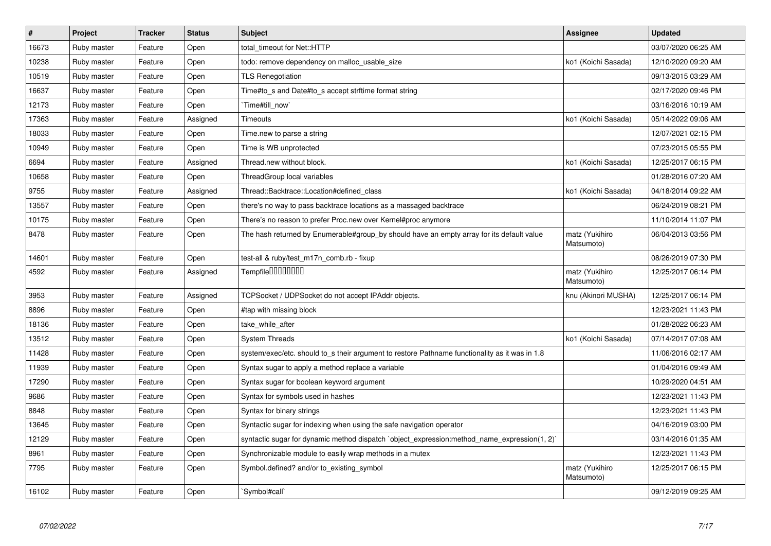| # | Project | Tracker | Status | Subject | Assignee | Updated |
|---|---|---|---|---|---|---|
| 16673 | Ruby master | Feature | Open | total_timeout for Net::HTTP | | 03/07/2020 06:25 AM |
| 10238 | Ruby master | Feature | Open | todo: remove dependency on malloc_usable_size | ko1 (Koichi Sasada) | 12/10/2020 09:20 AM |
| 10519 | Ruby master | Feature | Open | TLS Renegotiation | | 09/13/2015 03:29 AM |
| 16637 | Ruby master | Feature | Open | Time#to_s and Date#to_s accept strftime format string | | 02/17/2020 09:46 PM |
| 12173 | Ruby master | Feature | Open | `Time#till_now` | | 03/16/2016 10:19 AM |
| 17363 | Ruby master | Feature | Assigned | Timeouts | ko1 (Koichi Sasada) | 05/14/2022 09:06 AM |
| 18033 | Ruby master | Feature | Open | Time.new to parse a string | | 12/07/2021 02:15 PM |
| 10949 | Ruby master | Feature | Open | Time is WB unprotected | | 07/23/2015 05:55 PM |
| 6694 | Ruby master | Feature | Assigned | Thread.new without block. | ko1 (Koichi Sasada) | 12/25/2017 06:15 PM |
| 10658 | Ruby master | Feature | Open | ThreadGroup local variables | | 01/28/2016 07:20 AM |
| 9755 | Ruby master | Feature | Assigned | Thread::Backtrace::Location#defined_class | ko1 (Koichi Sasada) | 04/18/2014 09:22 AM |
| 13557 | Ruby master | Feature | Open | there's no way to pass backtrace locations as a massaged backtrace | | 06/24/2019 08:21 PM |
| 10175 | Ruby master | Feature | Open | There's no reason to prefer Proc.new over Kernel#proc anymore | | 11/10/2014 11:07 PM |
| 8478 | Ruby master | Feature | Open | The hash returned by Enumerable#group_by should have an empty array for its default value | matz (Yukihiro Matsumoto) | 06/04/2013 03:56 PM |
| 14601 | Ruby master | Feature | Open | test-all & ruby/test_m17n_comb.rb - fixup | | 08/26/2019 07:30 PM |
| 4592 | Ruby master | Feature | Assigned | Tempfile□□□□□□□□ | matz (Yukihiro Matsumoto) | 12/25/2017 06:14 PM |
| 3953 | Ruby master | Feature | Assigned | TCPSocket / UDPSocket do not accept IPAddr objects. | knu (Akinori MUSHA) | 12/25/2017 06:14 PM |
| 8896 | Ruby master | Feature | Open | #tap with missing block | | 12/23/2021 11:43 PM |
| 18136 | Ruby master | Feature | Open | take_while_after | | 01/28/2022 06:23 AM |
| 13512 | Ruby master | Feature | Open | System Threads | ko1 (Koichi Sasada) | 07/14/2017 07:08 AM |
| 11428 | Ruby master | Feature | Open | system/exec/etc. should to_s their argument to restore Pathname functionality as it was in 1.8 | | 11/06/2016 02:17 AM |
| 11939 | Ruby master | Feature | Open | Syntax sugar to apply a method replace a variable | | 01/04/2016 09:49 AM |
| 17290 | Ruby master | Feature | Open | Syntax sugar for boolean keyword argument | | 10/29/2020 04:51 AM |
| 9686 | Ruby master | Feature | Open | Syntax for symbols used in hashes | | 12/23/2021 11:43 PM |
| 8848 | Ruby master | Feature | Open | Syntax for binary strings | | 12/23/2021 11:43 PM |
| 13645 | Ruby master | Feature | Open | Syntactic sugar for indexing when using the safe navigation operator | | 04/16/2019 03:00 PM |
| 12129 | Ruby master | Feature | Open | syntactic sugar for dynamic method dispatch `object_expression:method_name_expression(1, 2)` | | 03/14/2016 01:35 AM |
| 8961 | Ruby master | Feature | Open | Synchronizable module to easily wrap methods in a mutex | | 12/23/2021 11:43 PM |
| 7795 | Ruby master | Feature | Open | Symbol.defined? and/or to_existing_symbol | matz (Yukihiro Matsumoto) | 12/25/2017 06:15 PM |
| 16102 | Ruby master | Feature | Open | `Symbol#call` | | 09/12/2019 09:25 AM |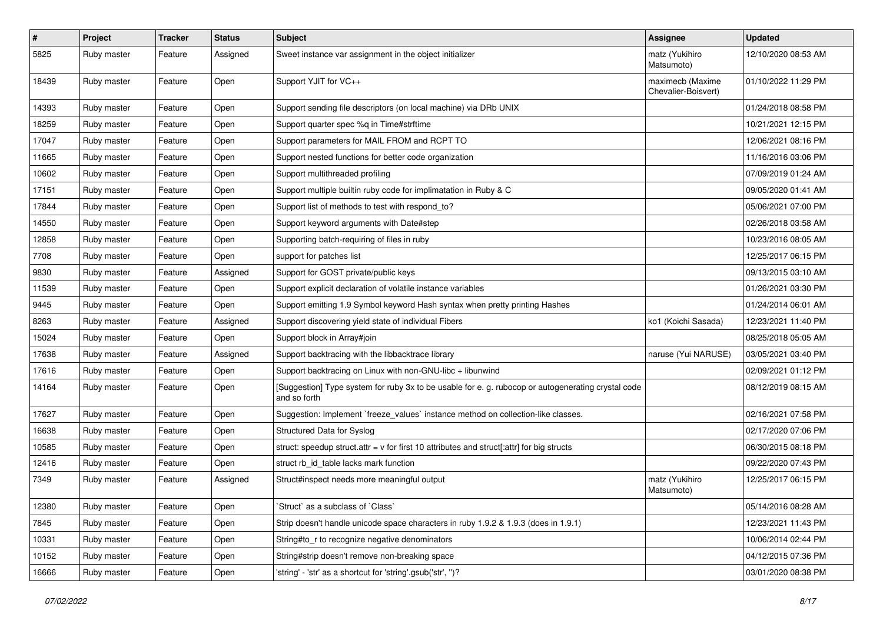| # | Project | Tracker | Status | Subject | Assignee | Updated |
| --- | --- | --- | --- | --- | --- | --- |
| 5825 | Ruby master | Feature | Assigned | Sweet instance var assignment in the object initializer | matz (Yukihiro Matsumoto) | 12/10/2020 08:53 AM |
| 18439 | Ruby master | Feature | Open | Support YJIT for VC++ | maximecb (Maxime Chevalier-Boisvert) | 01/10/2022 11:29 PM |
| 14393 | Ruby master | Feature | Open | Support sending file descriptors (on local machine) via DRb UNIX | | 01/24/2018 08:58 PM |
| 18259 | Ruby master | Feature | Open | Support quarter spec %q in Time#strftime | | 10/21/2021 12:15 PM |
| 17047 | Ruby master | Feature | Open | Support parameters for MAIL FROM and RCPT TO | | 12/06/2021 08:16 PM |
| 11665 | Ruby master | Feature | Open | Support nested functions for better code organization | | 11/16/2016 03:06 PM |
| 10602 | Ruby master | Feature | Open | Support multithreaded profiling | | 07/09/2019 01:24 AM |
| 17151 | Ruby master | Feature | Open | Support multiple builtin ruby code for implimatation in Ruby & C | | 09/05/2020 01:41 AM |
| 17844 | Ruby master | Feature | Open | Support list of methods to test with respond_to? | | 05/06/2021 07:00 PM |
| 14550 | Ruby master | Feature | Open | Support keyword arguments with Date#step | | 02/26/2018 03:58 AM |
| 12858 | Ruby master | Feature | Open | Supporting batch-requiring of files in ruby | | 10/23/2016 08:05 AM |
| 7708 | Ruby master | Feature | Open | support for patches list | | 12/25/2017 06:15 PM |
| 9830 | Ruby master | Feature | Assigned | Support for GOST private/public keys | | 09/13/2015 03:10 AM |
| 11539 | Ruby master | Feature | Open | Support explicit declaration of volatile instance variables | | 01/26/2021 03:30 PM |
| 9445 | Ruby master | Feature | Open | Support emitting 1.9 Symbol keyword Hash syntax when pretty printing Hashes | | 01/24/2014 06:01 AM |
| 8263 | Ruby master | Feature | Assigned | Support discovering yield state of individual Fibers | ko1 (Koichi Sasada) | 12/23/2021 11:40 PM |
| 15024 | Ruby master | Feature | Open | Support block in Array#join | | 08/25/2018 05:05 AM |
| 17638 | Ruby master | Feature | Assigned | Support backtracing with the libbacktrace library | naruse (Yui NARUSE) | 03/05/2021 03:40 PM |
| 17616 | Ruby master | Feature | Open | Support backtracing on Linux with non-GNU-libc + libunwind | | 02/09/2021 01:12 PM |
| 14164 | Ruby master | Feature | Open | [Suggestion] Type system for ruby 3x to be usable for e. g. rubocop or autogenerating crystal code and so forth | | 08/12/2019 08:15 AM |
| 17627 | Ruby master | Feature | Open | Suggestion: Implement `freeze_values` instance method on collection-like classes. | | 02/16/2021 07:58 PM |
| 16638 | Ruby master | Feature | Open | Structured Data for Syslog | | 02/17/2020 07:06 PM |
| 10585 | Ruby master | Feature | Open | struct: speedup struct.attr = v for first 10 attributes and struct[:attr] for big structs | | 06/30/2015 08:18 PM |
| 12416 | Ruby master | Feature | Open | struct rb_id_table lacks mark function | | 09/22/2020 07:43 PM |
| 7349 | Ruby master | Feature | Assigned | Struct#inspect needs more meaningful output | matz (Yukihiro Matsumoto) | 12/25/2017 06:15 PM |
| 12380 | Ruby master | Feature | Open | `Struct` as a subclass of `Class` | | 05/14/2016 08:28 AM |
| 7845 | Ruby master | Feature | Open | Strip doesn't handle unicode space characters in ruby 1.9.2 & 1.9.3 (does in 1.9.1) | | 12/23/2021 11:43 PM |
| 10331 | Ruby master | Feature | Open | String#to_r to recognize negative denominators | | 10/06/2014 02:44 PM |
| 10152 | Ruby master | Feature | Open | String#strip doesn't remove non-breaking space | | 04/12/2015 07:36 PM |
| 16666 | Ruby master | Feature | Open | 'string' - 'str' as a shortcut for 'string'.gsub('str', '')? | | 03/01/2020 08:38 PM |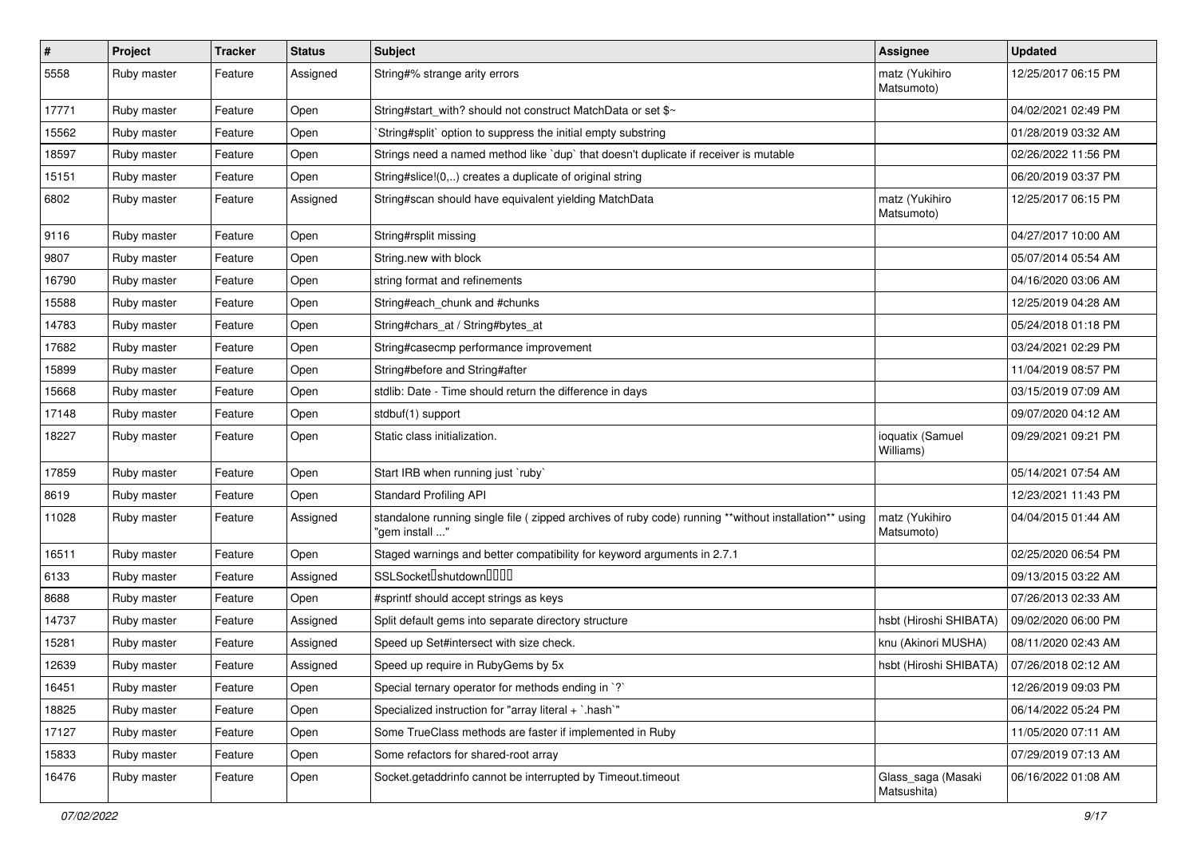| # | Project | Tracker | Status | Subject | Assignee | Updated |
|---|---|---|---|---|---|---|
| 5558 | Ruby master | Feature | Assigned | String#% strange arity errors | matz (Yukihiro Matsumoto) | 12/25/2017 06:15 PM |
| 17771 | Ruby master | Feature | Open | String#start_with? should not construct MatchData or set $~ | | 04/02/2021 02:49 PM |
| 15562 | Ruby master | Feature | Open | `String#split` option to suppress the initial empty substring | | 01/28/2019 03:32 AM |
| 18597 | Ruby master | Feature | Open | Strings need a named method like `dup` that doesn't duplicate if receiver is mutable | | 02/26/2022 11:56 PM |
| 15151 | Ruby master | Feature | Open | String#slice!(0,..) creates a duplicate of original string | | 06/20/2019 03:37 PM |
| 6802 | Ruby master | Feature | Assigned | String#scan should have equivalent yielding MatchData | matz (Yukihiro Matsumoto) | 12/25/2017 06:15 PM |
| 9116 | Ruby master | Feature | Open | String#rsplit missing | | 04/27/2017 10:00 AM |
| 9807 | Ruby master | Feature | Open | String.new with block | | 05/07/2014 05:54 AM |
| 16790 | Ruby master | Feature | Open | string format and refinements | | 04/16/2020 03:06 AM |
| 15588 | Ruby master | Feature | Open | String#each_chunk and #chunks | | 12/25/2019 04:28 AM |
| 14783 | Ruby master | Feature | Open | String#chars_at / String#bytes_at | | 05/24/2018 01:18 PM |
| 17682 | Ruby master | Feature | Open | String#casecmp performance improvement | | 03/24/2021 02:29 PM |
| 15899 | Ruby master | Feature | Open | String#before and String#after | | 11/04/2019 08:57 PM |
| 15668 | Ruby master | Feature | Open | stdlib: Date - Time should return the difference in days | | 03/15/2019 07:09 AM |
| 17148 | Ruby master | Feature | Open | stdbuf(1) support | | 09/07/2020 04:12 AM |
| 18227 | Ruby master | Feature | Open | Static class initialization. | ioquatix (Samuel Williams) | 09/29/2021 09:21 PM |
| 17859 | Ruby master | Feature | Open | Start IRB when running just `ruby` | | 05/14/2021 07:54 AM |
| 8619 | Ruby master | Feature | Open | Standard Profiling API | | 12/23/2021 11:43 PM |
| 11028 | Ruby master | Feature | Assigned | standalone running single file ( zipped archives of ruby code) running **without installation** using "gem install ..." | matz (Yukihiro Matsumoto) | 04/04/2015 01:44 AM |
| 16511 | Ruby master | Feature | Open | Staged warnings and better compatibility for keyword arguments in 2.7.1 | | 02/25/2020 06:54 PM |
| 6133 | Ruby master | Feature | Assigned | SSLSocket�shutdown���� | | 09/13/2015 03:22 AM |
| 8688 | Ruby master | Feature | Open | #sprintf should accept strings as keys | | 07/26/2013 02:33 AM |
| 14737 | Ruby master | Feature | Assigned | Split default gems into separate directory structure | hsbt (Hiroshi SHIBATA) | 09/02/2020 06:00 PM |
| 15281 | Ruby master | Feature | Assigned | Speed up Set#intersect with size check. | knu (Akinori MUSHA) | 08/11/2020 02:43 AM |
| 12639 | Ruby master | Feature | Assigned | Speed up require in RubyGems by 5x | hsbt (Hiroshi SHIBATA) | 07/26/2018 02:12 AM |
| 16451 | Ruby master | Feature | Open | Special ternary operator for methods ending in `?` | | 12/26/2019 09:03 PM |
| 18825 | Ruby master | Feature | Open | Specialized instruction for "array literal + `.hash`" | | 06/14/2022 05:24 PM |
| 17127 | Ruby master | Feature | Open | Some TrueClass methods are faster if implemented in Ruby | | 11/05/2020 07:11 AM |
| 15833 | Ruby master | Feature | Open | Some refactors for shared-root array | | 07/29/2019 07:13 AM |
| 16476 | Ruby master | Feature | Open | Socket.getaddrinfo cannot be interrupted by Timeout.timeout | Glass_saga (Masaki Matsushita) | 06/16/2022 01:08 AM |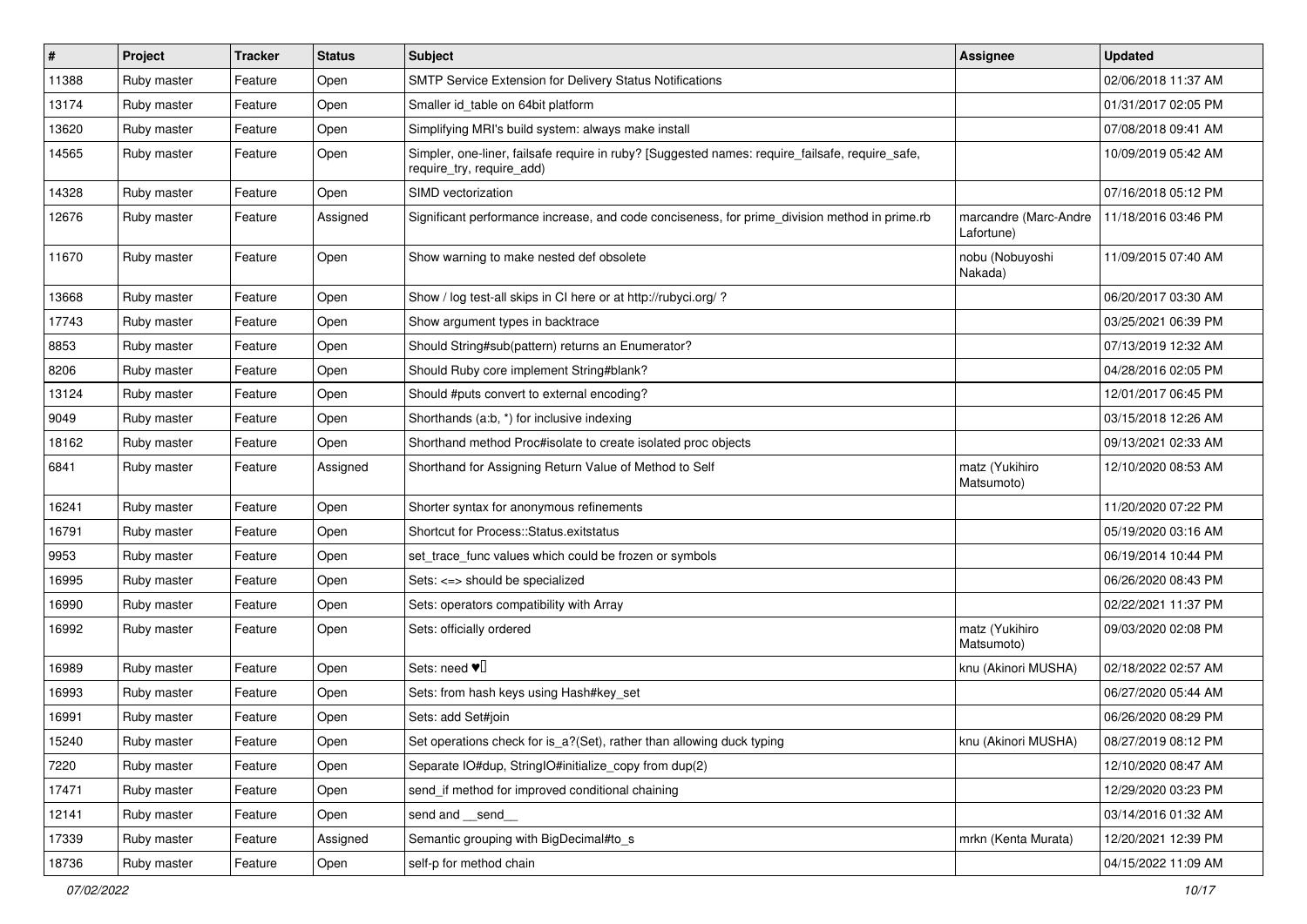| # | Project | Tracker | Status | Subject | Assignee | Updated |
|---|---|---|---|---|---|---|
| 11388 | Ruby master | Feature | Open | SMTP Service Extension for Delivery Status Notifications | | 02/06/2018 11:37 AM |
| 13174 | Ruby master | Feature | Open | Smaller id_table on 64bit platform | | 01/31/2017 02:05 PM |
| 13620 | Ruby master | Feature | Open | Simplifying MRI's build system: always make install | | 07/08/2018 09:41 AM |
| 14565 | Ruby master | Feature | Open | Simpler, one-liner, failsafe require in ruby? [Suggested names: require_failsafe, require_safe, require_try, require_add) | | 10/09/2019 05:42 AM |
| 14328 | Ruby master | Feature | Open | SIMD vectorization | | 07/16/2018 05:12 PM |
| 12676 | Ruby master | Feature | Assigned | Significant performance increase, and code conciseness, for prime_division method in prime.rb | marcandre (Marc-Andre Lafortune) | 11/18/2016 03:46 PM |
| 11670 | Ruby master | Feature | Open | Show warning to make nested def obsolete | nobu (Nobuyoshi Nakada) | 11/09/2015 07:40 AM |
| 13668 | Ruby master | Feature | Open | Show / log test-all skips in CI here or at http://rubyci.org/ ? | | 06/20/2017 03:30 AM |
| 17743 | Ruby master | Feature | Open | Show argument types in backtrace | | 03/25/2021 06:39 PM |
| 8853 | Ruby master | Feature | Open | Should String#sub(pattern) returns an Enumerator? | | 07/13/2019 12:32 AM |
| 8206 | Ruby master | Feature | Open | Should Ruby core implement String#blank? | | 04/28/2016 02:05 PM |
| 13124 | Ruby master | Feature | Open | Should #puts convert to external encoding? | | 12/01/2017 06:45 PM |
| 9049 | Ruby master | Feature | Open | Shorthands (a:b, *) for inclusive indexing | | 03/15/2018 12:26 AM |
| 18162 | Ruby master | Feature | Open | Shorthand method Proc#isolate to create isolated proc objects | | 09/13/2021 02:33 AM |
| 6841 | Ruby master | Feature | Assigned | Shorthand for Assigning Return Value of Method to Self | matz (Yukihiro Matsumoto) | 12/10/2020 08:53 AM |
| 16241 | Ruby master | Feature | Open | Shorter syntax for anonymous refinements | | 11/20/2020 07:22 PM |
| 16791 | Ruby master | Feature | Open | Shortcut for Process::Status.exitstatus | | 05/19/2020 03:16 AM |
| 9953 | Ruby master | Feature | Open | set_trace_func values which could be frozen or symbols | | 06/19/2014 10:44 PM |
| 16995 | Ruby master | Feature | Open | Sets: <=> should be specialized | | 06/26/2020 08:43 PM |
| 16990 | Ruby master | Feature | Open | Sets: operators compatibility with Array | | 02/22/2021 11:37 PM |
| 16992 | Ruby master | Feature | Open | Sets: officially ordered | matz (Yukihiro Matsumoto) | 09/03/2020 02:08 PM |
| 16989 | Ruby master | Feature | Open | Sets: need ♥️ | knu (Akinori MUSHA) | 02/18/2022 02:57 AM |
| 16993 | Ruby master | Feature | Open | Sets: from hash keys using Hash#key_set | | 06/27/2020 05:44 AM |
| 16991 | Ruby master | Feature | Open | Sets: add Set#join | | 06/26/2020 08:29 PM |
| 15240 | Ruby master | Feature | Open | Set operations check for is_a?(Set), rather than allowing duck typing | knu (Akinori MUSHA) | 08/27/2019 08:12 PM |
| 7220 | Ruby master | Feature | Open | Separate IO#dup, StringIO#initialize_copy from dup(2) | | 12/10/2020 08:47 AM |
| 17471 | Ruby master | Feature | Open | send_if method for improved conditional chaining | | 12/29/2020 03:23 PM |
| 12141 | Ruby master | Feature | Open | send and __send__ | | 03/14/2016 01:32 AM |
| 17339 | Ruby master | Feature | Assigned | Semantic grouping with BigDecimal#to_s | mrkn (Kenta Murata) | 12/20/2021 12:39 PM |
| 18736 | Ruby master | Feature | Open | self-p for method chain | | 04/15/2022 11:09 AM |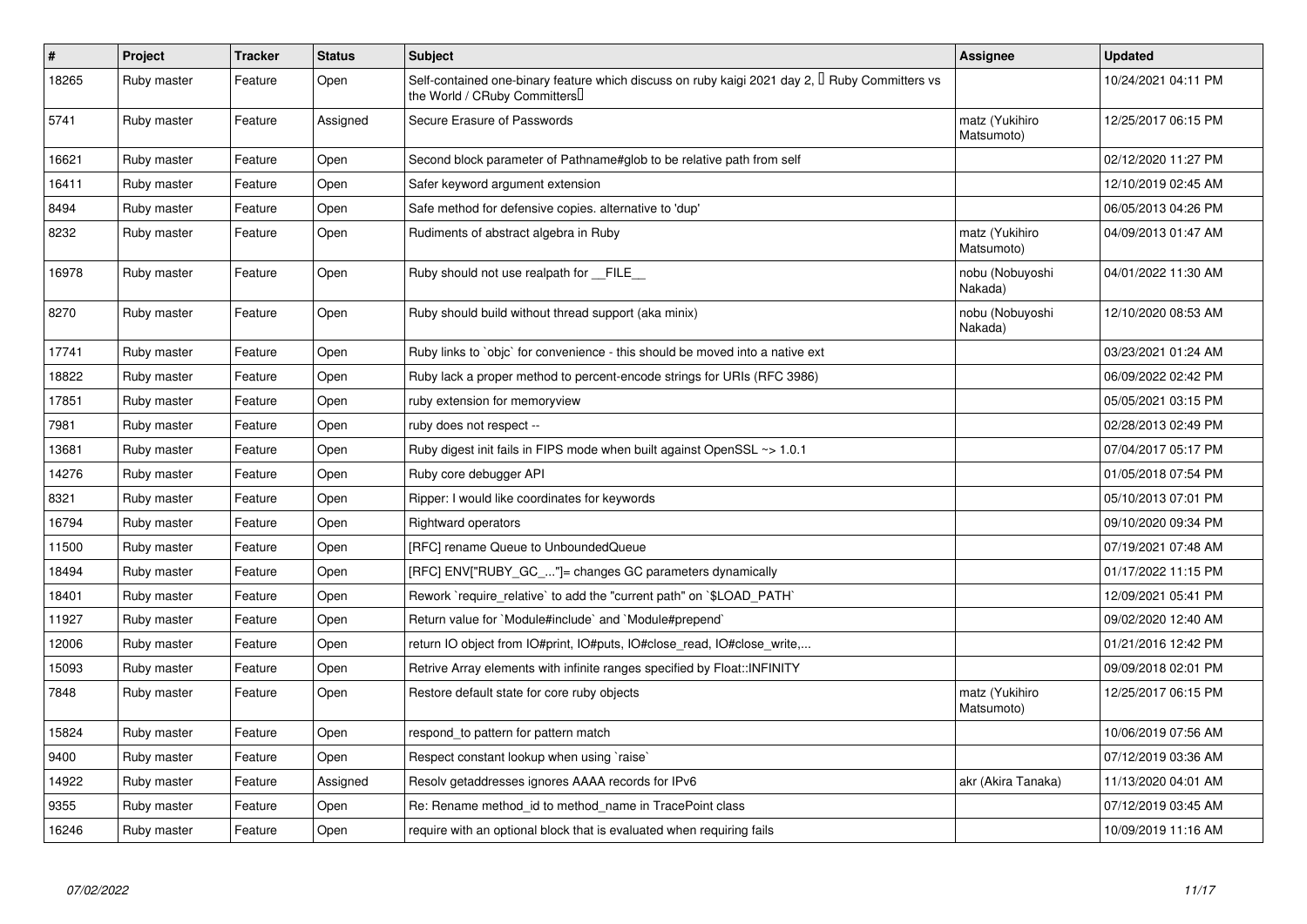| # | Project | Tracker | Status | Subject | Assignee | Updated |
| --- | --- | --- | --- | --- | --- | --- |
| 18265 | Ruby master | Feature | Open | Self-contained one-binary feature which discuss on ruby kaigi 2021 day 2, 「Ruby Committers vs the World / CRuby Committers」 | | 10/24/2021 04:11 PM |
| 5741 | Ruby master | Feature | Assigned | Secure Erasure of Passwords | matz (Yukihiro Matsumoto) | 12/25/2017 06:15 PM |
| 16621 | Ruby master | Feature | Open | Second block parameter of Pathname#glob to be relative path from self | | 02/12/2020 11:27 PM |
| 16411 | Ruby master | Feature | Open | Safer keyword argument extension | | 12/10/2019 02:45 AM |
| 8494 | Ruby master | Feature | Open | Safe method for defensive copies. alternative to 'dup' | | 06/05/2013 04:26 PM |
| 8232 | Ruby master | Feature | Open | Rudiments of abstract algebra in Ruby | matz (Yukihiro Matsumoto) | 04/09/2013 01:47 AM |
| 16978 | Ruby master | Feature | Open | Ruby should not use realpath for __FILE__ | nobu (Nobuyoshi Nakada) | 04/01/2022 11:30 AM |
| 8270 | Ruby master | Feature | Open | Ruby should build without thread support (aka minix) | nobu (Nobuyoshi Nakada) | 12/10/2020 08:53 AM |
| 17741 | Ruby master | Feature | Open | Ruby links to `objc` for convenience - this should be moved into a native ext | | 03/23/2021 01:24 AM |
| 18822 | Ruby master | Feature | Open | Ruby lack a proper method to percent-encode strings for URIs (RFC 3986) | | 06/09/2022 02:42 PM |
| 17851 | Ruby master | Feature | Open | ruby extension for memoryview | | 05/05/2021 03:15 PM |
| 7981 | Ruby master | Feature | Open | ruby does not respect -- | | 02/28/2013 02:49 PM |
| 13681 | Ruby master | Feature | Open | Ruby digest init fails in FIPS mode when built against OpenSSL ~> 1.0.1 | | 07/04/2017 05:17 PM |
| 14276 | Ruby master | Feature | Open | Ruby core debugger API | | 01/05/2018 07:54 PM |
| 8321 | Ruby master | Feature | Open | Ripper: I would like coordinates for keywords | | 05/10/2013 07:01 PM |
| 16794 | Ruby master | Feature | Open | Rightward operators | | 09/10/2020 09:34 PM |
| 11500 | Ruby master | Feature | Open | [RFC] rename Queue to UnboundedQueue | | 07/19/2021 07:48 AM |
| 18494 | Ruby master | Feature | Open | [RFC] ENV["RUBY_GC_..."]= changes GC parameters dynamically | | 01/17/2022 11:15 PM |
| 18401 | Ruby master | Feature | Open | Rework `require_relative` to add the "current path" on `$LOAD_PATH` | | 12/09/2021 05:41 PM |
| 11927 | Ruby master | Feature | Open | Return value for `Module#include` and `Module#prepend` | | 09/02/2020 12:40 AM |
| 12006 | Ruby master | Feature | Open | return IO object from IO#print, IO#puts, IO#close_read, IO#close_write,... | | 01/21/2016 12:42 PM |
| 15093 | Ruby master | Feature | Open | Retrive Array elements with infinite ranges specified by Float::INFINITY | | 09/09/2018 02:01 PM |
| 7848 | Ruby master | Feature | Open | Restore default state for core ruby objects | matz (Yukihiro Matsumoto) | 12/25/2017 06:15 PM |
| 15824 | Ruby master | Feature | Open | respond_to pattern for pattern match | | 10/06/2019 07:56 AM |
| 9400 | Ruby master | Feature | Open | Respect constant lookup when using `raise` | | 07/12/2019 03:36 AM |
| 14922 | Ruby master | Feature | Assigned | Resolv getaddresses ignores AAAA records for IPv6 | akr (Akira Tanaka) | 11/13/2020 04:01 AM |
| 9355 | Ruby master | Feature | Open | Re: Rename method_id to method_name in TracePoint class | | 07/12/2019 03:45 AM |
| 16246 | Ruby master | Feature | Open | require with an optional block that is evaluated when requiring fails | | 10/09/2019 11:16 AM |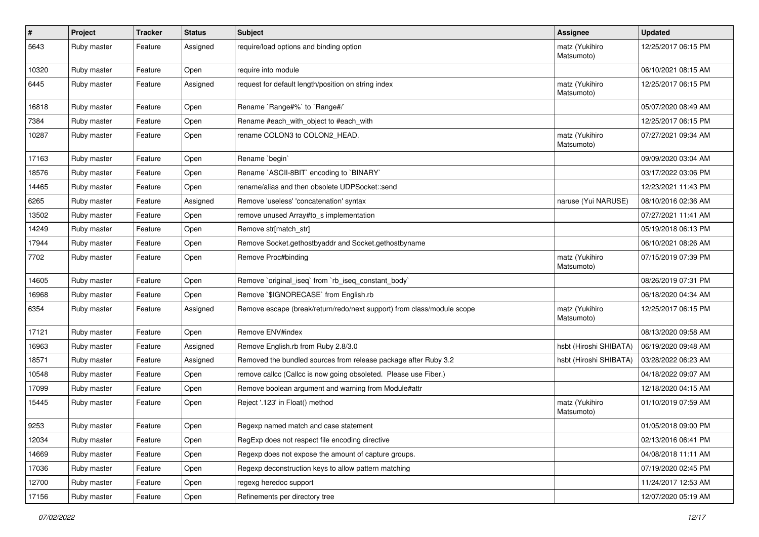| # | Project | Tracker | Status | Subject | Assignee | Updated |
|---|---|---|---|---|---|---|
| 5643 | Ruby master | Feature | Assigned | require/load options and binding option | matz (Yukihiro Matsumoto) | 12/25/2017 06:15 PM |
| 10320 | Ruby master | Feature | Open | require into module | | 06/10/2021 08:15 AM |
| 6445 | Ruby master | Feature | Assigned | request for default length/position on string index | matz (Yukihiro Matsumoto) | 12/25/2017 06:15 PM |
| 16818 | Ruby master | Feature | Open | Rename `Range#%` to `Range#/` | | 05/07/2020 08:49 AM |
| 7384 | Ruby master | Feature | Open | Rename #each_with_object to #each_with | | 12/25/2017 06:15 PM |
| 10287 | Ruby master | Feature | Open | rename COLON3 to COLON2_HEAD. | matz (Yukihiro Matsumoto) | 07/27/2021 09:34 AM |
| 17163 | Ruby master | Feature | Open | Rename `begin` | | 09/09/2020 03:04 AM |
| 18576 | Ruby master | Feature | Open | Rename `ASCII-8BIT` encoding to `BINARY` | | 03/17/2022 03:06 PM |
| 14465 | Ruby master | Feature | Open | rename/alias and then obsolete UDPSocket::send | | 12/23/2021 11:43 PM |
| 6265 | Ruby master | Feature | Assigned | Remove 'useless' 'concatenation' syntax | naruse (Yui NARUSE) | 08/10/2016 02:36 AM |
| 13502 | Ruby master | Feature | Open | remove unused Array#to_s implementation | | 07/27/2021 11:41 AM |
| 14249 | Ruby master | Feature | Open | Remove str[match_str] | | 05/19/2018 06:13 PM |
| 17944 | Ruby master | Feature | Open | Remove Socket.gethostbyaddr and Socket.gethostbyname | | 06/10/2021 08:26 AM |
| 7702 | Ruby master | Feature | Open | Remove Proc#binding | matz (Yukihiro Matsumoto) | 07/15/2019 07:39 PM |
| 14605 | Ruby master | Feature | Open | Remove `original_iseq` from `rb_iseq_constant_body` | | 08/26/2019 07:31 PM |
| 16968 | Ruby master | Feature | Open | Remove `$IGNORECASE` from English.rb | | 06/18/2020 04:34 AM |
| 6354 | Ruby master | Feature | Assigned | Remove escape (break/return/redo/next support) from class/module scope | matz (Yukihiro Matsumoto) | 12/25/2017 06:15 PM |
| 17121 | Ruby master | Feature | Open | Remove ENV#index | | 08/13/2020 09:58 AM |
| 16963 | Ruby master | Feature | Assigned | Remove English.rb from Ruby 2.8/3.0 | hsbt (Hiroshi SHIBATA) | 06/19/2020 09:48 AM |
| 18571 | Ruby master | Feature | Assigned | Removed the bundled sources from release package after Ruby 3.2 | hsbt (Hiroshi SHIBATA) | 03/28/2022 06:23 AM |
| 10548 | Ruby master | Feature | Open | remove callcc (Callcc is now going obsoleted. Please use Fiber.) | | 04/18/2022 09:07 AM |
| 17099 | Ruby master | Feature | Open | Remove boolean argument and warning from Module#attr | | 12/18/2020 04:15 AM |
| 15445 | Ruby master | Feature | Open | Reject '.123' in Float() method | matz (Yukihiro Matsumoto) | 01/10/2019 07:59 AM |
| 9253 | Ruby master | Feature | Open | Regexp named match and case statement | | 01/05/2018 09:00 PM |
| 12034 | Ruby master | Feature | Open | RegExp does not respect file encoding directive | | 02/13/2016 06:41 PM |
| 14669 | Ruby master | Feature | Open | Regexp does not expose the amount of capture groups. | | 04/08/2018 11:11 AM |
| 17036 | Ruby master | Feature | Open | Regexp deconstruction keys to allow pattern matching | | 07/19/2020 02:45 PM |
| 12700 | Ruby master | Feature | Open | regexg heredoc support | | 11/24/2017 12:53 AM |
| 17156 | Ruby master | Feature | Open | Refinements per directory tree | | 12/07/2020 05:19 AM |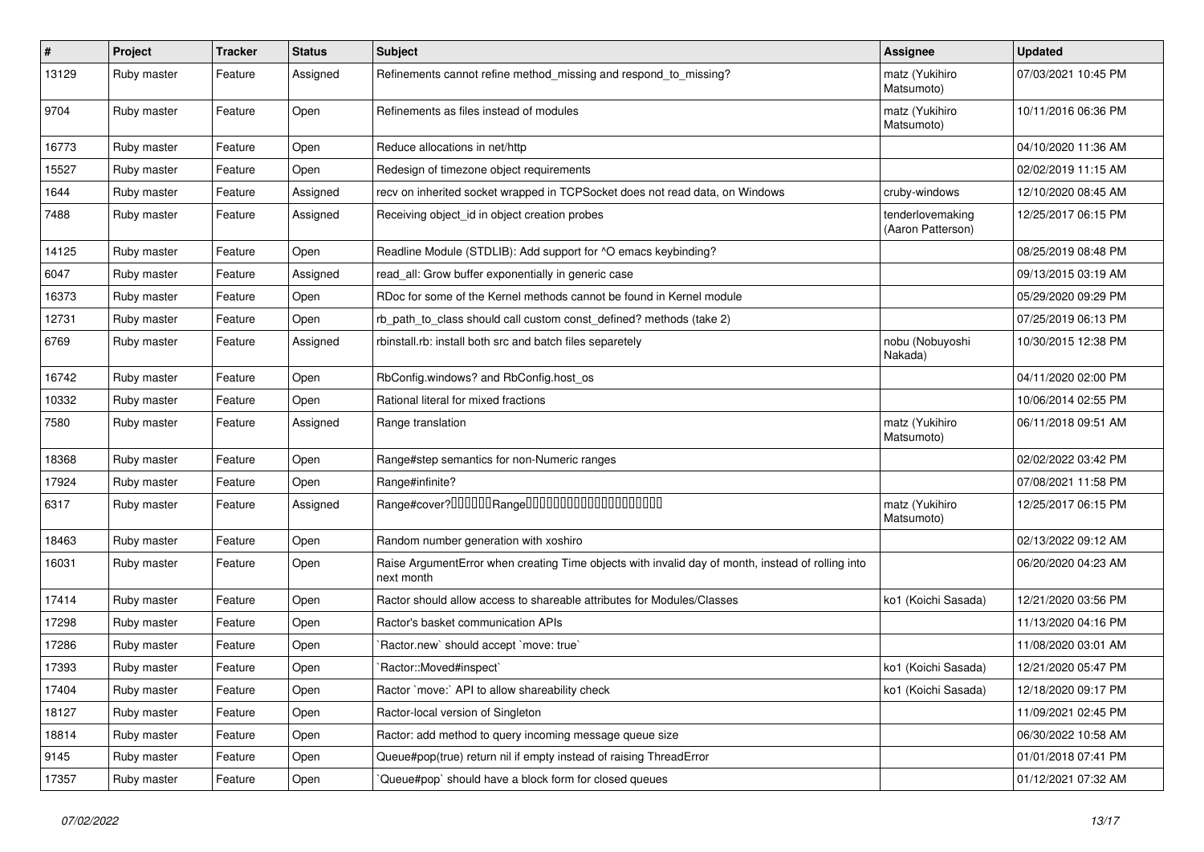| # | Project | Tracker | Status | Subject | Assignee | Updated |
|---|---|---|---|---|---|---|
| 13129 | Ruby master | Feature | Assigned | Refinements cannot refine method_missing and respond_to_missing? | matz (Yukihiro Matsumoto) | 07/03/2021 10:45 PM |
| 9704 | Ruby master | Feature | Open | Refinements as files instead of modules | matz (Yukihiro Matsumoto) | 10/11/2016 06:36 PM |
| 16773 | Ruby master | Feature | Open | Reduce allocations in net/http | | 04/10/2020 11:36 AM |
| 15527 | Ruby master | Feature | Open | Redesign of timezone object requirements | | 02/02/2019 11:15 AM |
| 1644 | Ruby master | Feature | Assigned | recv on inherited socket wrapped in TCPSocket does not read data, on Windows | cruby-windows | 12/10/2020 08:45 AM |
| 7488 | Ruby master | Feature | Assigned | Receiving object_id in object creation probes | tenderlovemaking (Aaron Patterson) | 12/25/2017 06:15 PM |
| 14125 | Ruby master | Feature | Open | Readline Module (STDLIB): Add support for ^O emacs keybinding? | | 08/25/2019 08:48 PM |
| 6047 | Ruby master | Feature | Assigned | read_all: Grow buffer exponentially in generic case | | 09/13/2015 03:19 AM |
| 16373 | Ruby master | Feature | Open | RDoc for some of the Kernel methods cannot be found in Kernel module | | 05/29/2020 09:29 PM |
| 12731 | Ruby master | Feature | Open | rb_path_to_class should call custom const_defined? methods (take 2) | | 07/25/2019 06:13 PM |
| 6769 | Ruby master | Feature | Assigned | rbinstall.rb: install both src and batch files separetely | nobu (Nobuyoshi Nakada) | 10/30/2015 12:38 PM |
| 16742 | Ruby master | Feature | Open | RbConfig.windows? and RbConfig.host_os | | 04/11/2020 02:00 PM |
| 10332 | Ruby master | Feature | Open | Rational literal for mixed fractions | | 10/06/2014 02:55 PM |
| 7580 | Ruby master | Feature | Assigned | Range translation | matz (Yukihiro Matsumoto) | 06/11/2018 09:51 AM |
| 18368 | Ruby master | Feature | Open | Range#step semantics for non-Numeric ranges | | 02/02/2022 03:42 PM |
| 17924 | Ruby master | Feature | Open | Range#infinite? | | 07/08/2021 11:58 PM |
| 6317 | Ruby master | Feature | Assigned | Range#cover?□□□□□□Range□□□□□□□□□□□□□□□□□□□□ | matz (Yukihiro Matsumoto) | 12/25/2017 06:15 PM |
| 18463 | Ruby master | Feature | Open | Random number generation with xoshiro | | 02/13/2022 09:12 AM |
| 16031 | Ruby master | Feature | Open | Raise ArgumentError when creating Time objects with invalid day of month, instead of rolling into next month | | 06/20/2020 04:23 AM |
| 17414 | Ruby master | Feature | Open | Ractor should allow access to shareable attributes for Modules/Classes | ko1 (Koichi Sasada) | 12/21/2020 03:56 PM |
| 17298 | Ruby master | Feature | Open | Ractor's basket communication APIs | | 11/13/2020 04:16 PM |
| 17286 | Ruby master | Feature | Open | `Ractor.new` should accept `move: true` | | 11/08/2020 03:01 AM |
| 17393 | Ruby master | Feature | Open | `Ractor::Moved#inspect` | ko1 (Koichi Sasada) | 12/21/2020 05:47 PM |
| 17404 | Ruby master | Feature | Open | Ractor `move:` API to allow shareability check | ko1 (Koichi Sasada) | 12/18/2020 09:17 PM |
| 18127 | Ruby master | Feature | Open | Ractor-local version of Singleton | | 11/09/2021 02:45 PM |
| 18814 | Ruby master | Feature | Open | Ractor: add method to query incoming message queue size | | 06/30/2022 10:58 AM |
| 9145 | Ruby master | Feature | Open | Queue#pop(true) return nil if empty instead of raising ThreadError | | 01/01/2018 07:41 PM |
| 17357 | Ruby master | Feature | Open | `Queue#pop` should have a block form for closed queues | | 01/12/2021 07:32 AM |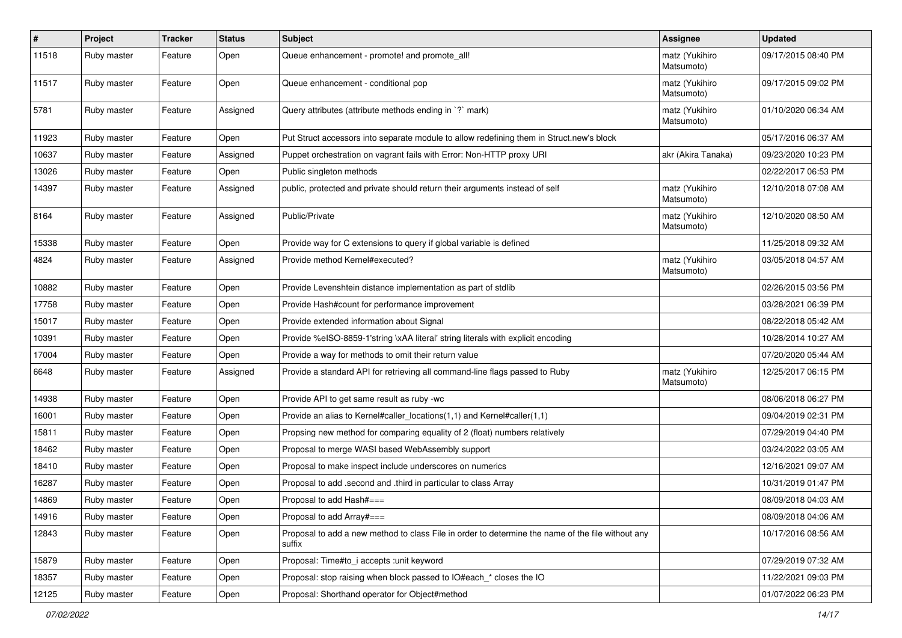| # | Project | Tracker | Status | Subject | Assignee | Updated |
|---|---|---|---|---|---|---|
| 11518 | Ruby master | Feature | Open | Queue enhancement - promote! and promote_all! | matz (Yukihiro Matsumoto) | 09/17/2015 08:40 PM |
| 11517 | Ruby master | Feature | Open | Queue enhancement - conditional pop | matz (Yukihiro Matsumoto) | 09/17/2015 09:02 PM |
| 5781 | Ruby master | Feature | Assigned | Query attributes (attribute methods ending in `?` mark) | matz (Yukihiro Matsumoto) | 01/10/2020 06:34 AM |
| 11923 | Ruby master | Feature | Open | Put Struct accessors into separate module to allow redefining them in Struct.new's block | | 05/17/2016 06:37 AM |
| 10637 | Ruby master | Feature | Assigned | Puppet orchestration on vagrant fails with Error: Non-HTTP proxy URI | akr (Akira Tanaka) | 09/23/2020 10:23 PM |
| 13026 | Ruby master | Feature | Open | Public singleton methods | | 02/22/2017 06:53 PM |
| 14397 | Ruby master | Feature | Assigned | public, protected and private should return their arguments instead of self | matz (Yukihiro Matsumoto) | 12/10/2018 07:08 AM |
| 8164 | Ruby master | Feature | Assigned | Public/Private | matz (Yukihiro Matsumoto) | 12/10/2020 08:50 AM |
| 15338 | Ruby master | Feature | Open | Provide way for C extensions to query if global variable is defined | | 11/25/2018 09:32 AM |
| 4824 | Ruby master | Feature | Assigned | Provide method Kernel#executed? | matz (Yukihiro Matsumoto) | 03/05/2018 04:57 AM |
| 10882 | Ruby master | Feature | Open | Provide Levenshtein distance implementation as part of stdlib | | 02/26/2015 03:56 PM |
| 17758 | Ruby master | Feature | Open | Provide Hash#count for performance improvement | | 03/28/2021 06:39 PM |
| 15017 | Ruby master | Feature | Open | Provide extended information about Signal | | 08/22/2018 05:42 AM |
| 10391 | Ruby master | Feature | Open | Provide %eISO-8859-1'string \xAA literal' string literals with explicit encoding | | 10/28/2014 10:27 AM |
| 17004 | Ruby master | Feature | Open | Provide a way for methods to omit their return value | | 07/20/2020 05:44 AM |
| 6648 | Ruby master | Feature | Assigned | Provide a standard API for retrieving all command-line flags passed to Ruby | matz (Yukihiro Matsumoto) | 12/25/2017 06:15 PM |
| 14938 | Ruby master | Feature | Open | Provide API to get same result as ruby -wc | | 08/06/2018 06:27 PM |
| 16001 | Ruby master | Feature | Open | Provide an alias to Kernel#caller_locations(1,1) and Kernel#caller(1,1) | | 09/04/2019 02:31 PM |
| 15811 | Ruby master | Feature | Open | Propsing new method for comparing equality of 2 (float) numbers relatively | | 07/29/2019 04:40 PM |
| 18462 | Ruby master | Feature | Open | Proposal to merge WASI based WebAssembly support | | 03/24/2022 03:05 AM |
| 18410 | Ruby master | Feature | Open | Proposal to make inspect include underscores on numerics | | 12/16/2021 09:07 AM |
| 16287 | Ruby master | Feature | Open | Proposal to add .second and .third in particular to class Array | | 10/31/2019 01:47 PM |
| 14869 | Ruby master | Feature | Open | Proposal to add Hash#=== | | 08/09/2018 04:03 AM |
| 14916 | Ruby master | Feature | Open | Proposal to add Array#=== | | 08/09/2018 04:06 AM |
| 12843 | Ruby master | Feature | Open | Proposal to add a new method to class File in order to determine the name of the file without any suffix | | 10/17/2016 08:56 AM |
| 15879 | Ruby master | Feature | Open | Proposal: Time#to_i accepts :unit keyword | | 07/29/2019 07:32 AM |
| 18357 | Ruby master | Feature | Open | Proposal: stop raising when block passed to IO#each_* closes the IO | | 11/22/2021 09:03 PM |
| 12125 | Ruby master | Feature | Open | Proposal: Shorthand operator for Object#method | | 01/07/2022 06:23 PM |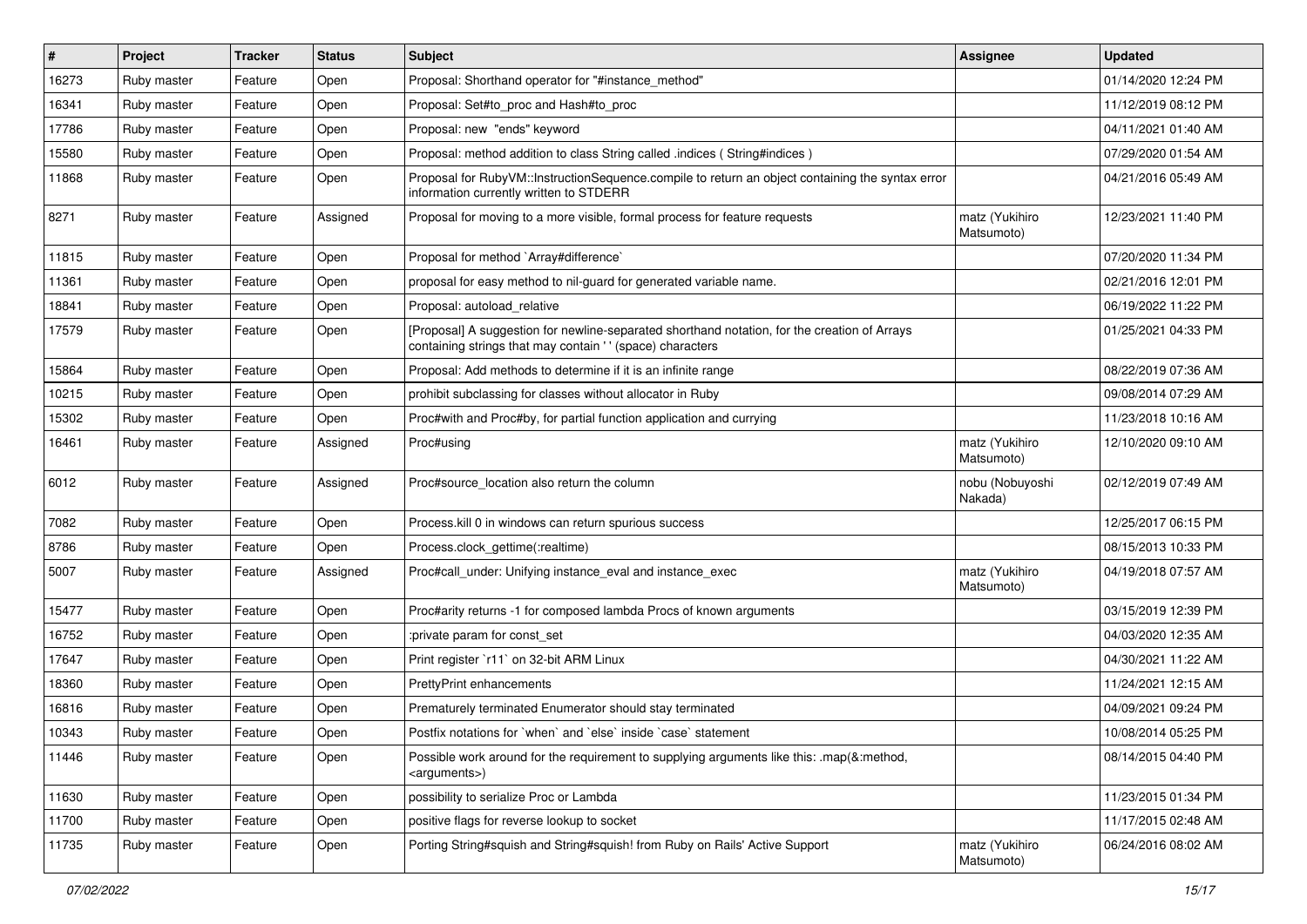| # | Project | Tracker | Status | Subject | Assignee | Updated |
|---|---|---|---|---|---|---|
| 16273 | Ruby master | Feature | Open | Proposal: Shorthand operator for "#instance_method" | | 01/14/2020 12:24 PM |
| 16341 | Ruby master | Feature | Open | Proposal: Set#to_proc and Hash#to_proc | | 11/12/2019 08:12 PM |
| 17786 | Ruby master | Feature | Open | Proposal: new "ends" keyword | | 04/11/2021 01:40 AM |
| 15580 | Ruby master | Feature | Open | Proposal: method addition to class String called .indices ( String#indices ) | | 07/29/2020 01:54 AM |
| 11868 | Ruby master | Feature | Open | Proposal for RubyVM::InstructionSequence.compile to return an object containing the syntax error information currently written to STDERR | | 04/21/2016 05:49 AM |
| 8271 | Ruby master | Feature | Assigned | Proposal for moving to a more visible, formal process for feature requests | matz (Yukihiro Matsumoto) | 12/23/2021 11:40 PM |
| 11815 | Ruby master | Feature | Open | Proposal for method `Array#difference` | | 07/20/2020 11:34 PM |
| 11361 | Ruby master | Feature | Open | proposal for easy method to nil-guard for generated variable name. | | 02/21/2016 12:01 PM |
| 18841 | Ruby master | Feature | Open | Proposal: autoload_relative | | 06/19/2022 11:22 PM |
| 17579 | Ruby master | Feature | Open | [Proposal] A suggestion for newline-separated shorthand notation, for the creation of Arrays containing strings that may contain ' ' (space) characters | | 01/25/2021 04:33 PM |
| 15864 | Ruby master | Feature | Open | Proposal: Add methods to determine if it is an infinite range | | 08/22/2019 07:36 AM |
| 10215 | Ruby master | Feature | Open | prohibit subclassing for classes without allocator in Ruby | | 09/08/2014 07:29 AM |
| 15302 | Ruby master | Feature | Open | Proc#with and Proc#by, for partial function application and currying | | 11/23/2018 10:16 AM |
| 16461 | Ruby master | Feature | Assigned | Proc#using | matz (Yukihiro Matsumoto) | 12/10/2020 09:10 AM |
| 6012 | Ruby master | Feature | Assigned | Proc#source_location also return the column | nobu (Nobuyoshi Nakada) | 02/12/2019 07:49 AM |
| 7082 | Ruby master | Feature | Open | Process.kill 0 in windows can return spurious success | | 12/25/2017 06:15 PM |
| 8786 | Ruby master | Feature | Open | Process.clock_gettime(:realtime) | | 08/15/2013 10:33 PM |
| 5007 | Ruby master | Feature | Assigned | Proc#call_under: Unifying instance_eval and instance_exec | matz (Yukihiro Matsumoto) | 04/19/2018 07:57 AM |
| 15477 | Ruby master | Feature | Open | Proc#arity returns -1 for composed lambda Procs of known arguments | | 03/15/2019 12:39 PM |
| 16752 | Ruby master | Feature | Open | :private param for const_set | | 04/03/2020 12:35 AM |
| 17647 | Ruby master | Feature | Open | Print register `r11` on 32-bit ARM Linux | | 04/30/2021 11:22 AM |
| 18360 | Ruby master | Feature | Open | PrettyPrint enhancements | | 11/24/2021 12:15 AM |
| 16816 | Ruby master | Feature | Open | Prematurely terminated Enumerator should stay terminated | | 04/09/2021 09:24 PM |
| 10343 | Ruby master | Feature | Open | Postfix notations for `when` and `else` inside `case` statement | | 10/08/2014 05:25 PM |
| 11446 | Ruby master | Feature | Open | Possible work around for the requirement to supplying arguments like this: .map(&:method, <arguments>) | | 08/14/2015 04:40 PM |
| 11630 | Ruby master | Feature | Open | possibility to serialize Proc or Lambda | | 11/23/2015 01:34 PM |
| 11700 | Ruby master | Feature | Open | positive flags for reverse lookup to socket | | 11/17/2015 02:48 AM |
| 11735 | Ruby master | Feature | Open | Porting String#squish and String#squish! from Ruby on Rails' Active Support | matz (Yukihiro Matsumoto) | 06/24/2016 08:02 AM |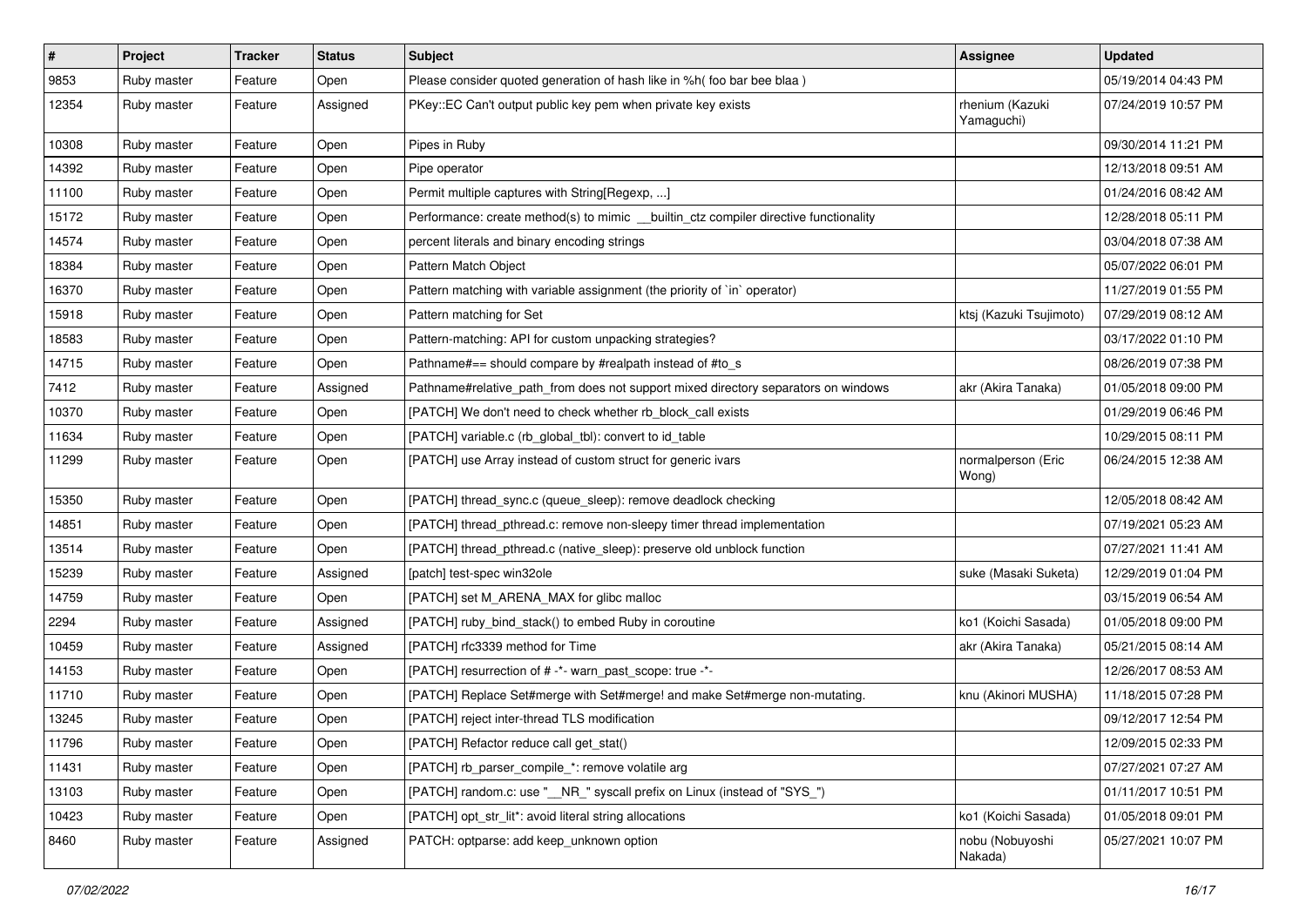| # | Project | Tracker | Status | Subject | Assignee | Updated |
| --- | --- | --- | --- | --- | --- | --- |
| 9853 | Ruby master | Feature | Open | Please consider quoted generation of hash like in %h( foo bar bee blaa ) | | 05/19/2014 04:43 PM |
| 12354 | Ruby master | Feature | Assigned | PKey::EC Can't output public key pem when private key exists | rhenium (Kazuki Yamaguchi) | 07/24/2019 10:57 PM |
| 10308 | Ruby master | Feature | Open | Pipes in Ruby | | 09/30/2014 11:21 PM |
| 14392 | Ruby master | Feature | Open | Pipe operator | | 12/13/2018 09:51 AM |
| 11100 | Ruby master | Feature | Open | Permit multiple captures with String[Regexp, ...] | | 01/24/2016 08:42 AM |
| 15172 | Ruby master | Feature | Open | Performance: create method(s) to mimic __builtin_ctz compiler directive functionality | | 12/28/2018 05:11 PM |
| 14574 | Ruby master | Feature | Open | percent literals and binary encoding strings | | 03/04/2018 07:38 AM |
| 18384 | Ruby master | Feature | Open | Pattern Match Object | | 05/07/2022 06:01 PM |
| 16370 | Ruby master | Feature | Open | Pattern matching with variable assignment (the priority of `in` operator) | | 11/27/2019 01:55 PM |
| 15918 | Ruby master | Feature | Open | Pattern matching for Set | ktsj (Kazuki Tsujimoto) | 07/29/2019 08:12 AM |
| 18583 | Ruby master | Feature | Open | Pattern-matching: API for custom unpacking strategies? | | 03/17/2022 01:10 PM |
| 14715 | Ruby master | Feature | Open | Pathname#== should compare by #realpath instead of #to_s | | 08/26/2019 07:38 PM |
| 7412 | Ruby master | Feature | Assigned | Pathname#relative_path_from does not support mixed directory separators on windows | akr (Akira Tanaka) | 01/05/2018 09:00 PM |
| 10370 | Ruby master | Feature | Open | [PATCH] We don't need to check whether rb_block_call exists | | 01/29/2019 06:46 PM |
| 11634 | Ruby master | Feature | Open | [PATCH] variable.c (rb_global_tbl): convert to id_table | | 10/29/2015 08:11 PM |
| 11299 | Ruby master | Feature | Open | [PATCH] use Array instead of custom struct for generic ivars | normalperson (Eric Wong) | 06/24/2015 12:38 AM |
| 15350 | Ruby master | Feature | Open | [PATCH] thread_sync.c (queue_sleep): remove deadlock checking | | 12/05/2018 08:42 AM |
| 14851 | Ruby master | Feature | Open | [PATCH] thread_pthread.c: remove non-sleepy timer thread implementation | | 07/19/2021 05:23 AM |
| 13514 | Ruby master | Feature | Open | [PATCH] thread_pthread.c (native_sleep): preserve old unblock function | | 07/27/2021 11:41 AM |
| 15239 | Ruby master | Feature | Assigned | [patch] test-spec win32ole | suke (Masaki Suketa) | 12/29/2019 01:04 PM |
| 14759 | Ruby master | Feature | Open | [PATCH] set M_ARENA_MAX for glibc malloc | | 03/15/2019 06:54 AM |
| 2294 | Ruby master | Feature | Assigned | [PATCH] ruby_bind_stack() to embed Ruby in coroutine | ko1 (Koichi Sasada) | 01/05/2018 09:00 PM |
| 10459 | Ruby master | Feature | Assigned | [PATCH] rfc3339 method for Time | akr (Akira Tanaka) | 05/21/2015 08:14 AM |
| 14153 | Ruby master | Feature | Open | [PATCH] resurrection of # -*- warn_past_scope: true -*- | | 12/26/2017 08:53 AM |
| 11710 | Ruby master | Feature | Open | [PATCH] Replace Set#merge with Set#merge! and make Set#merge non-mutating. | knu (Akinori MUSHA) | 11/18/2015 07:28 PM |
| 13245 | Ruby master | Feature | Open | [PATCH] reject inter-thread TLS modification | | 09/12/2017 12:54 PM |
| 11796 | Ruby master | Feature | Open | [PATCH] Refactor reduce call get_stat() | | 12/09/2015 02:33 PM |
| 11431 | Ruby master | Feature | Open | [PATCH] rb_parser_compile_*: remove volatile arg | | 07/27/2021 07:27 AM |
| 13103 | Ruby master | Feature | Open | [PATCH] random.c: use "__NR_" syscall prefix on Linux (instead of "SYS_") | | 01/11/2017 10:51 PM |
| 10423 | Ruby master | Feature | Open | [PATCH] opt_str_lit*: avoid literal string allocations | ko1 (Koichi Sasada) | 01/05/2018 09:01 PM |
| 8460 | Ruby master | Feature | Assigned | PATCH: optparse: add keep_unknown option | nobu (Nobuyoshi Nakada) | 05/27/2021 10:07 PM |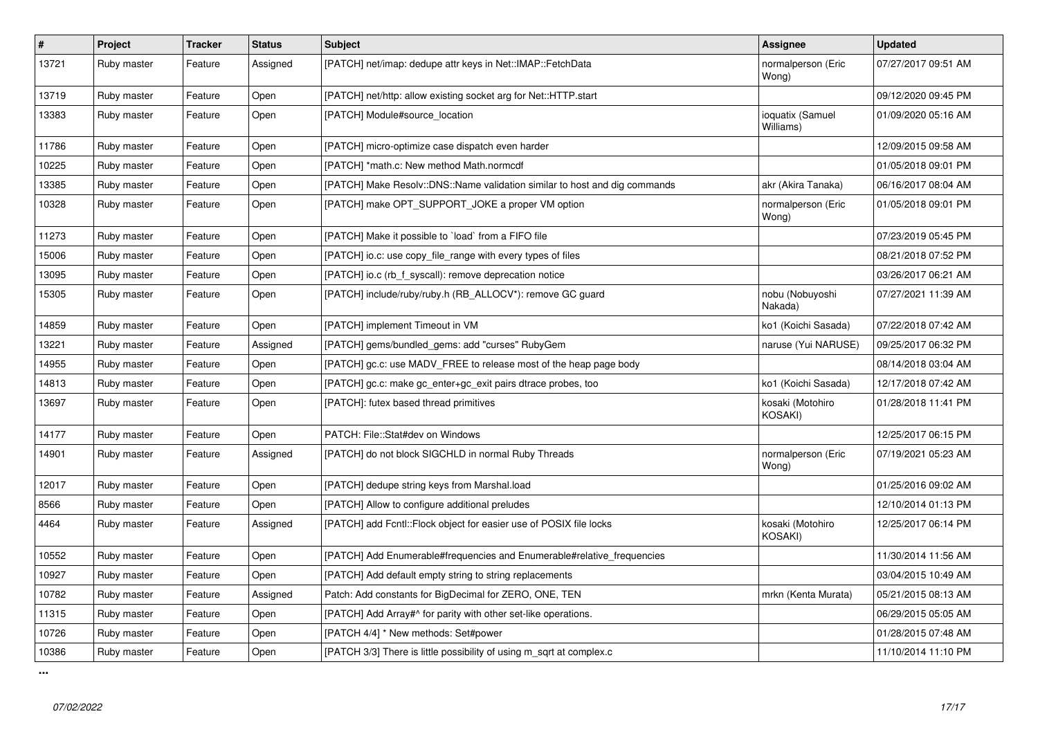| # | Project | Tracker | Status | Subject | Assignee | Updated |
|---|---|---|---|---|---|---|
| 13721 | Ruby master | Feature | Assigned | [PATCH] net/imap: dedupe attr keys in Net::IMAP::FetchData | normalperson (Eric Wong) | 07/27/2017 09:51 AM |
| 13719 | Ruby master | Feature | Open | [PATCH] net/http: allow existing socket arg for Net::HTTP.start | | 09/12/2020 09:45 PM |
| 13383 | Ruby master | Feature | Open | [PATCH] Module#source_location | ioquatix (Samuel Williams) | 01/09/2020 05:16 AM |
| 11786 | Ruby master | Feature | Open | [PATCH] micro-optimize case dispatch even harder | | 12/09/2015 09:58 AM |
| 10225 | Ruby master | Feature | Open | [PATCH] *math.c: New method Math.normcdf | | 01/05/2018 09:01 PM |
| 13385 | Ruby master | Feature | Open | [PATCH] Make Resolv::DNS::Name validation similar to host and dig commands | akr (Akira Tanaka) | 06/16/2017 08:04 AM |
| 10328 | Ruby master | Feature | Open | [PATCH] make OPT_SUPPORT_JOKE a proper VM option | normalperson (Eric Wong) | 01/05/2018 09:01 PM |
| 11273 | Ruby master | Feature | Open | [PATCH] Make it possible to `load` from a FIFO file | | 07/23/2019 05:45 PM |
| 15006 | Ruby master | Feature | Open | [PATCH] io.c: use copy_file_range with every types of files | | 08/21/2018 07:52 PM |
| 13095 | Ruby master | Feature | Open | [PATCH] io.c (rb_f_syscall): remove deprecation notice | | 03/26/2017 06:21 AM |
| 15305 | Ruby master | Feature | Open | [PATCH] include/ruby/ruby.h (RB_ALLOCV*): remove GC guard | nobu (Nobuyoshi Nakada) | 07/27/2021 11:39 AM |
| 14859 | Ruby master | Feature | Open | [PATCH] implement Timeout in VM | ko1 (Koichi Sasada) | 07/22/2018 07:42 AM |
| 13221 | Ruby master | Feature | Assigned | [PATCH] gems/bundled_gems: add "curses" RubyGem | naruse (Yui NARUSE) | 09/25/2017 06:32 PM |
| 14955 | Ruby master | Feature | Open | [PATCH] gc.c: use MADV_FREE to release most of the heap page body | | 08/14/2018 03:04 AM |
| 14813 | Ruby master | Feature | Open | [PATCH] gc.c: make gc_enter+gc_exit pairs dtrace probes, too | ko1 (Koichi Sasada) | 12/17/2018 07:42 AM |
| 13697 | Ruby master | Feature | Open | [PATCH]: futex based thread primitives | kosaki (Motohiro KOSAKI) | 01/28/2018 11:41 PM |
| 14177 | Ruby master | Feature | Open | PATCH: File::Stat#dev on Windows | | 12/25/2017 06:15 PM |
| 14901 | Ruby master | Feature | Assigned | [PATCH] do not block SIGCHLD in normal Ruby Threads | normalperson (Eric Wong) | 07/19/2021 05:23 AM |
| 12017 | Ruby master | Feature | Open | [PATCH] dedupe string keys from Marshal.load | | 01/25/2016 09:02 AM |
| 8566 | Ruby master | Feature | Open | [PATCH] Allow to configure additional preludes | | 12/10/2014 01:13 PM |
| 4464 | Ruby master | Feature | Assigned | [PATCH] add Fcntl::Flock object for easier use of POSIX file locks | kosaki (Motohiro KOSAKI) | 12/25/2017 06:14 PM |
| 10552 | Ruby master | Feature | Open | [PATCH] Add Enumerable#frequencies and Enumerable#relative_frequencies | | 11/30/2014 11:56 AM |
| 10927 | Ruby master | Feature | Open | [PATCH] Add default empty string to string replacements | | 03/04/2015 10:49 AM |
| 10782 | Ruby master | Feature | Assigned | Patch: Add constants for BigDecimal for ZERO, ONE, TEN | mrkn (Kenta Murata) | 05/21/2015 08:13 AM |
| 11315 | Ruby master | Feature | Open | [PATCH] Add Array#^ for parity with other set-like operations. | | 06/29/2015 05:05 AM |
| 10726 | Ruby master | Feature | Open | [PATCH 4/4] * New methods: Set#power | | 01/28/2015 07:48 AM |
| 10386 | Ruby master | Feature | Open | [PATCH 3/3] There is little possibility of using m_sqrt at complex.c | | 11/10/2014 11:10 PM |

...